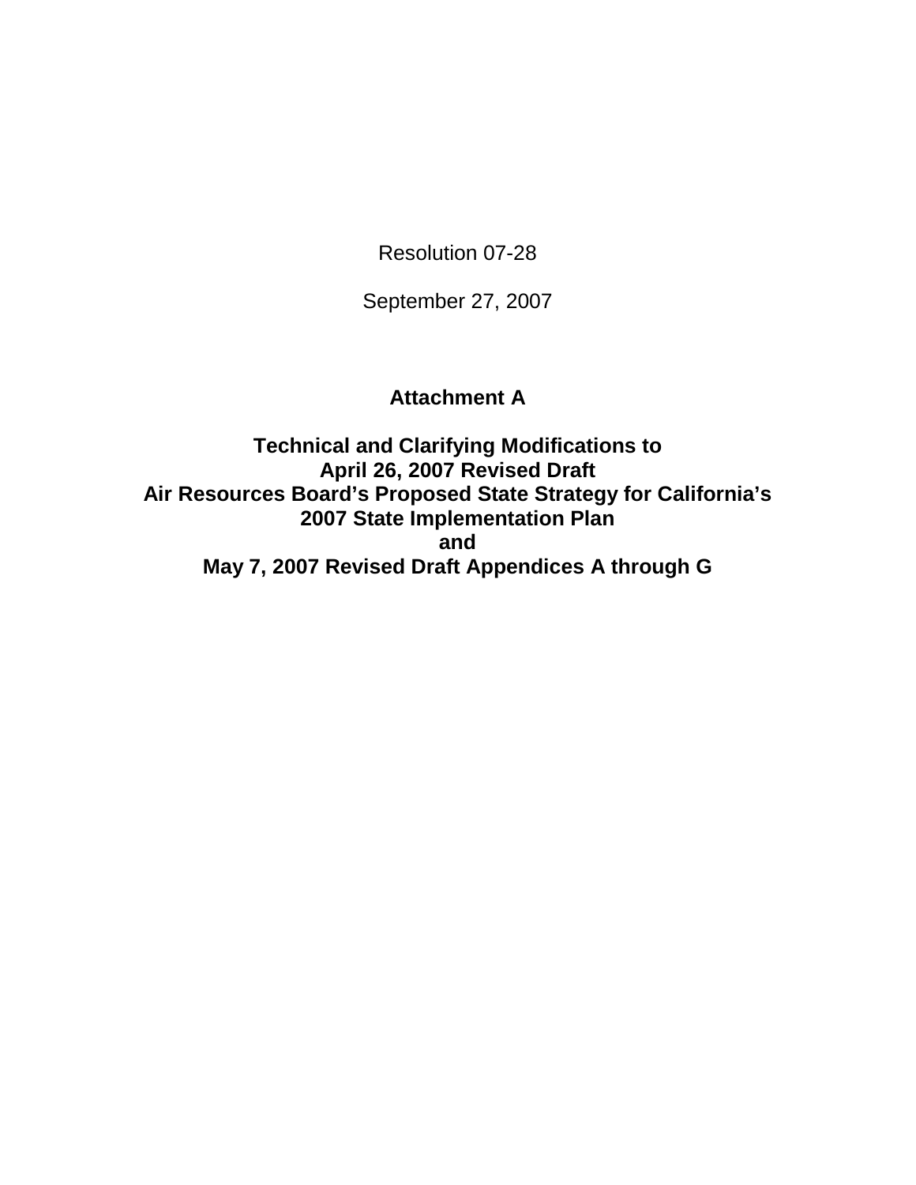Resolution 07-28

September 27, 2007

# Attachment A

# Technical and Clarifying Modifications to April 26, 2007 Revised Draft Air Resources Board's Proposed State Strategy for California's 2007 State Implementation Plan and May 7, 2007 Revised Draft Appendices A through G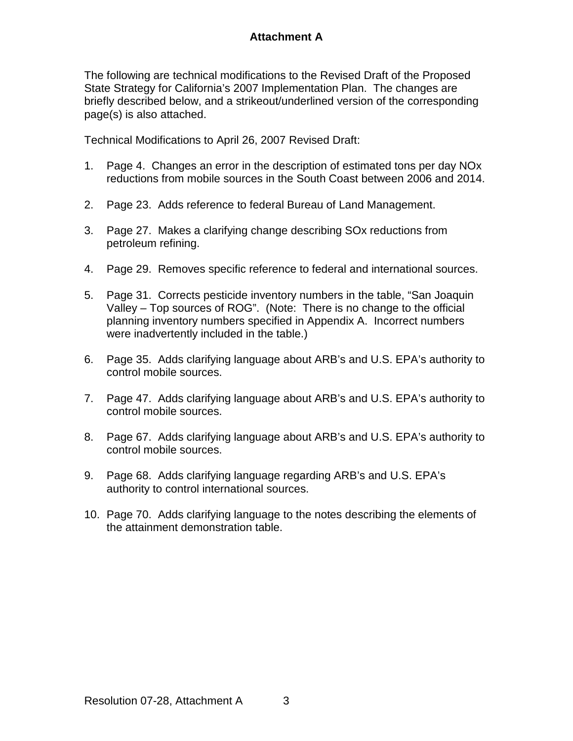**Attachment A**

The following are technical modifications to the Revised Draft of the Proposed State Strategy for California's 2007 Implementation Plan. The changes are briefly described below, and a strikeout/underlined version of the corresponding page(s) is also attached.

Technical Modifications to April 26, 2007 Revised Draft:

1. Page 4. Changes an error in the description of estimated tons per day NOx reductions from mobile sources in the South Coast between 2006 and 2014.

2. Page 23. Adds reference to federal Bureau of Land Management.

3. Page 27. Makes a clarifying change describing SOx reductions from petroleum refining.

4. Page 29. Removes specific reference to federal and international sources.

5. Page 31. Corrects pesticide inventory numbers in the table, "San Joaquin Valley – Top sources of ROG". (Note: There is no change to the official planning inventory numbers specified in Appendix A. Incorrect numbers were inadvertently included in the table.)

6. Page 35. Adds clarifying language about ARB's and U.S. EPA's authority to control mobile sources.

7. Page 47. Adds clarifying language about ARB's and U.S. EPA's authority to control mobile sources.

8. Page 67. Adds clarifying language about ARB's and U.S. EPA's authority to control mobile sources.

9. Page 68. Adds clarifying language regarding ARB's and U.S. EPA's authority to control international sources.

10. Page 70. Adds clarifying language to the notes describing the elements of the attainment demonstration table.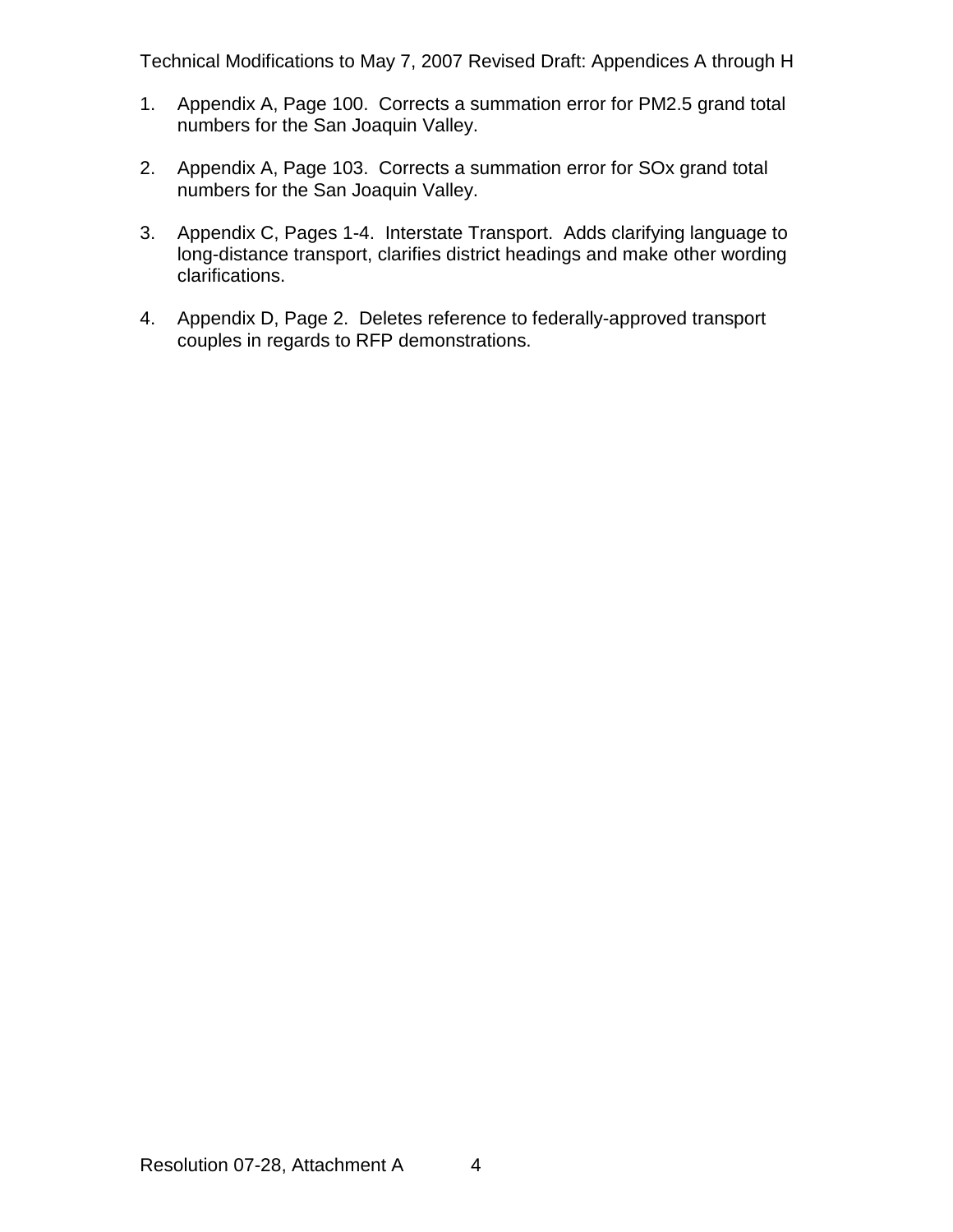Technical Modifications to May 7, 2007 Revised Draft: Appendices A through H

1. Appendix A, Page 100. Corrects a summation error for PM2.5 grand total numbers for the San Joaquin Valley.

2. Appendix A, Page 103. Corrects a summation error for SOx grand total numbers for the San Joaquin Valley.

3. Appendix C, Pages 1-4. Interstate Transport. Adds clarifying language to long-distance transport, clarifies district headings and make other wording clarifications.

4. Appendix D, Page 2. Deletes reference to federally-approved transport couples in regards to RFP demonstrations.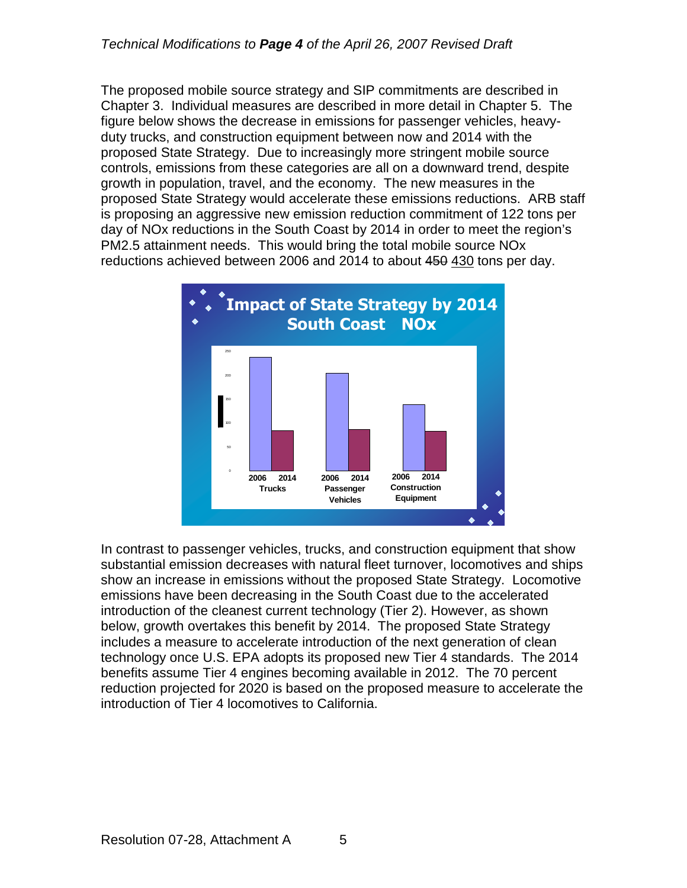*Technical Modifications to **Page 4** of the April 26, 2007 Revised Draft*

The proposed mobile source strategy and SIP commitments are described in Chapter 3. Individual measures are described in more detail in Chapter 5. The figure below shows the decrease in emissions for passenger vehicles, heavy-duty trucks, and construction equipment between now and 2014 with the proposed State Strategy. Due to increasingly more stringent mobile source controls, emissions from these categories are all on a downward trend, despite growth in population, travel, and the economy. The new measures in the proposed State Strategy would accelerate these emissions reductions. ARB staff is proposing an aggressive new emission reduction commitment of 122 tons per day of NOx reductions in the South Coast by 2014 in order to meet the region's PM2.5 attainment needs. This would bring the total mobile source NOx reductions achieved between 2006 and 2014 to about ~~450~~ <u>430</u> tons per day.

**Impact of State Strategy by 2014**
**South Coast NOx**

| | 2006 | 2014 |
|---|---|---|
| Trucks | ~238 | ~84 |
| Passenger Vehicles | ~205 | ~86 |
| Construction Equipment | ~140 | ~83 |

In contrast to passenger vehicles, trucks, and construction equipment that show substantial emission decreases with natural fleet turnover, locomotives and ships show an increase in emissions without the proposed State Strategy. Locomotive emissions have been decreasing in the South Coast due to the accelerated introduction of the cleanest current technology (Tier 2). However, as shown below, growth overtakes this benefit by 2014. The proposed State Strategy includes a measure to accelerate introduction of the next generation of clean technology once U.S. EPA adopts its proposed new Tier 4 standards. The 2014 benefits assume Tier 4 engines becoming available in 2012. The 70 percent reduction projected for 2020 is based on the proposed measure to accelerate the introduction of Tier 4 locomotives to California.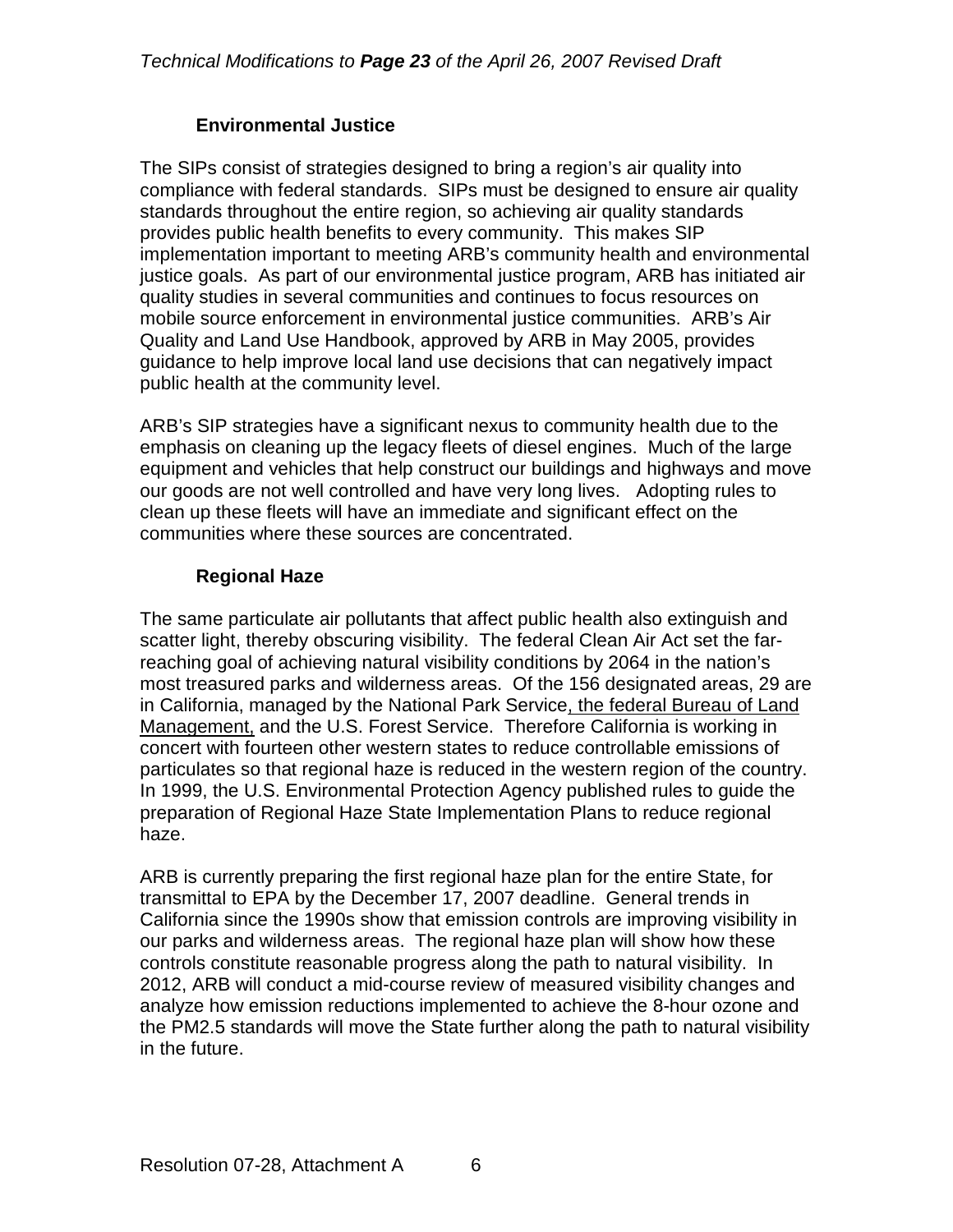*Technical Modifications to **Page 23** of the April 26, 2007 Revised Draft*

### Environmental Justice

The SIPs consist of strategies designed to bring a region's air quality into compliance with federal standards. SIPs must be designed to ensure air quality standards throughout the entire region, so achieving air quality standards provides public health benefits to every community. This makes SIP implementation important to meeting ARB's community health and environmental justice goals. As part of our environmental justice program, ARB has initiated air quality studies in several communities and continues to focus resources on mobile source enforcement in environmental justice communities. ARB's Air Quality and Land Use Handbook, approved by ARB in May 2005, provides guidance to help improve local land use decisions that can negatively impact public health at the community level.

ARB's SIP strategies have a significant nexus to community health due to the emphasis on cleaning up the legacy fleets of diesel engines. Much of the large equipment and vehicles that help construct our buildings and highways and move our goods are not well controlled and have very long lives. Adopting rules to clean up these fleets will have an immediate and significant effect on the communities where these sources are concentrated.

### Regional Haze

The same particulate air pollutants that affect public health also extinguish and scatter light, thereby obscuring visibility. The federal Clean Air Act set the far-reaching goal of achieving natural visibility conditions by 2064 in the nation's most treasured parks and wilderness areas. Of the 156 designated areas, 29 are in California, managed by the National Park Service<u>, the federal Bureau of Land Management,</u> and the U.S. Forest Service. Therefore California is working in concert with fourteen other western states to reduce controllable emissions of particulates so that regional haze is reduced in the western region of the country. In 1999, the U.S. Environmental Protection Agency published rules to guide the preparation of Regional Haze State Implementation Plans to reduce regional haze.

ARB is currently preparing the first regional haze plan for the entire State, for transmittal to EPA by the December 17, 2007 deadline. General trends in California since the 1990s show that emission controls are improving visibility in our parks and wilderness areas. The regional haze plan will show how these controls constitute reasonable progress along the path to natural visibility. In 2012, ARB will conduct a mid-course review of measured visibility changes and analyze how emission reductions implemented to achieve the 8-hour ozone and the PM2.5 standards will move the State further along the path to natural visibility in the future.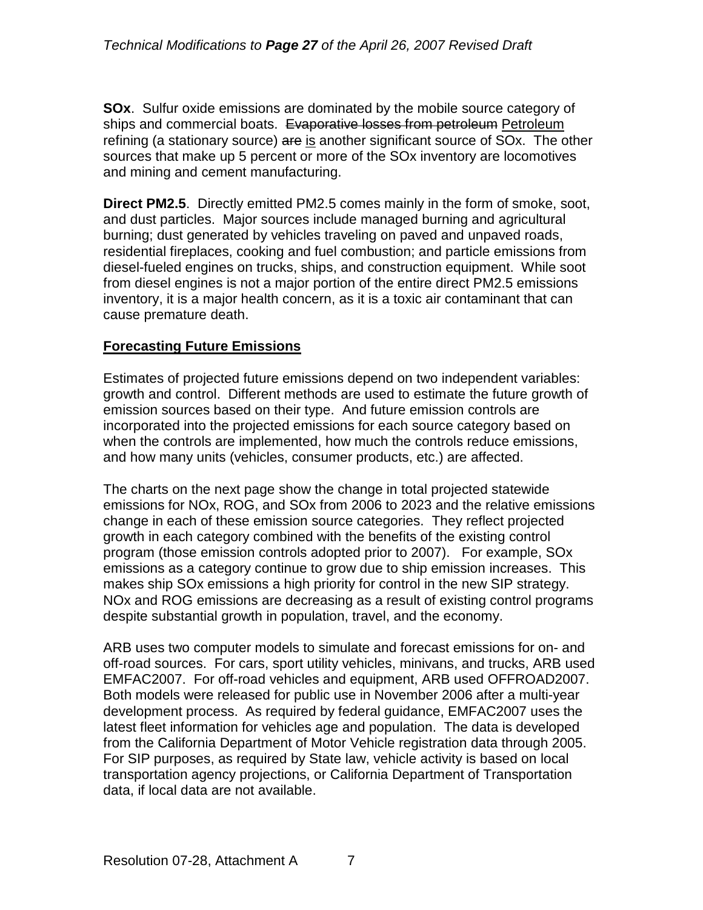*Technical Modifications to **Page 27** of the April 26, 2007 Revised Draft*

**SOx**. Sulfur oxide emissions are dominated by the mobile source category of ships and commercial boats. ~~Evaporative losses from petroleum~~ <u>Petroleum</u> refining (a stationary source) ~~are~~ <u>is</u> another significant source of SOx. The other sources that make up 5 percent or more of the SOx inventory are locomotives and mining and cement manufacturing.

**Direct PM2.5**. Directly emitted PM2.5 comes mainly in the form of smoke, soot, and dust particles. Major sources include managed burning and agricultural burning; dust generated by vehicles traveling on paved and unpaved roads, residential fireplaces, cooking and fuel combustion; and particle emissions from diesel-fueled engines on trucks, ships, and construction equipment. While soot from diesel engines is not a major portion of the entire direct PM2.5 emissions inventory, it is a major health concern, as it is a toxic air contaminant that can cause premature death.

## <u>Forecasting Future Emissions</u>

Estimates of projected future emissions depend on two independent variables: growth and control. Different methods are used to estimate the future growth of emission sources based on their type. And future emission controls are incorporated into the projected emissions for each source category based on when the controls are implemented, how much the controls reduce emissions, and how many units (vehicles, consumer products, etc.) are affected.

The charts on the next page show the change in total projected statewide emissions for NOx, ROG, and SOx from 2006 to 2023 and the relative emissions change in each of these emission source categories. They reflect projected growth in each category combined with the benefits of the existing control program (those emission controls adopted prior to 2007). For example, SOx emissions as a category continue to grow due to ship emission increases. This makes ship SOx emissions a high priority for control in the new SIP strategy. NOx and ROG emissions are decreasing as a result of existing control programs despite substantial growth in population, travel, and the economy.

ARB uses two computer models to simulate and forecast emissions for on- and off-road sources. For cars, sport utility vehicles, minivans, and trucks, ARB used EMFAC2007. For off-road vehicles and equipment, ARB used OFFROAD2007. Both models were released for public use in November 2006 after a multi-year development process. As required by federal guidance, EMFAC2007 uses the latest fleet information for vehicles age and population. The data is developed from the California Department of Motor Vehicle registration data through 2005. For SIP purposes, as required by State law, vehicle activity is based on local transportation agency projections, or California Department of Transportation data, if local data are not available.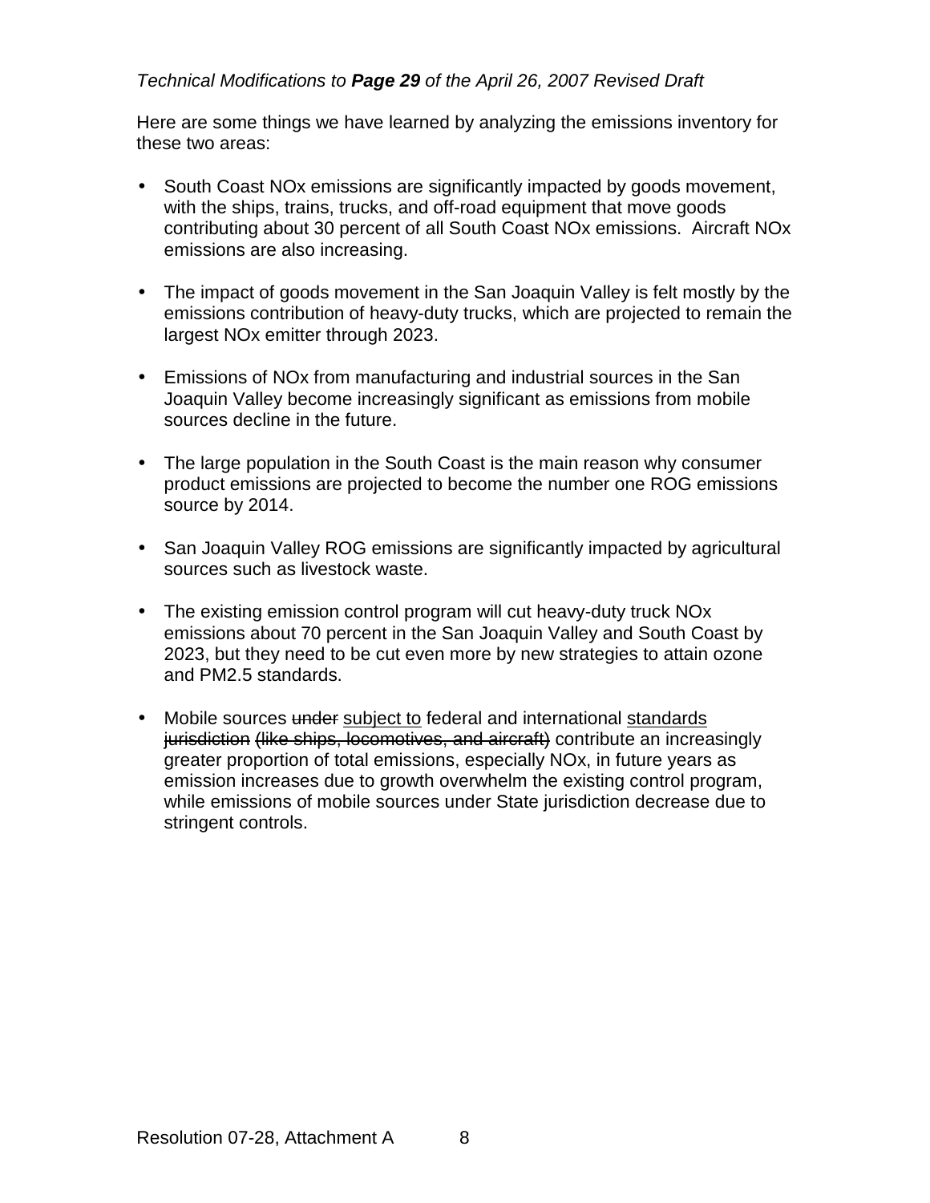*Technical Modifications to **Page 29** of the April 26, 2007 Revised Draft*

Here are some things we have learned by analyzing the emissions inventory for these two areas:

- South Coast NOx emissions are significantly impacted by goods movement, with the ships, trains, trucks, and off-road equipment that move goods contributing about 30 percent of all South Coast NOx emissions. Aircraft NOx emissions are also increasing.

- The impact of goods movement in the San Joaquin Valley is felt mostly by the emissions contribution of heavy-duty trucks, which are projected to remain the largest NOx emitter through 2023.

- Emissions of NOx from manufacturing and industrial sources in the San Joaquin Valley become increasingly significant as emissions from mobile sources decline in the future.

- The large population in the South Coast is the main reason why consumer product emissions are projected to become the number one ROG emissions source by 2014.

- San Joaquin Valley ROG emissions are significantly impacted by agricultural sources such as livestock waste.

- The existing emission control program will cut heavy-duty truck NOx emissions about 70 percent in the San Joaquin Valley and South Coast by 2023, but they need to be cut even more by new strategies to attain ozone and PM2.5 standards.

- Mobile sources ~~under~~ <u>subject to</u> federal and international <u>standards</u> ~~jurisdiction~~ ~~(like ships, locomotives, and aircraft)~~ contribute an increasingly greater proportion of total emissions, especially NOx, in future years as emission increases due to growth overwhelm the existing control program, while emissions of mobile sources under State jurisdiction decrease due to stringent controls.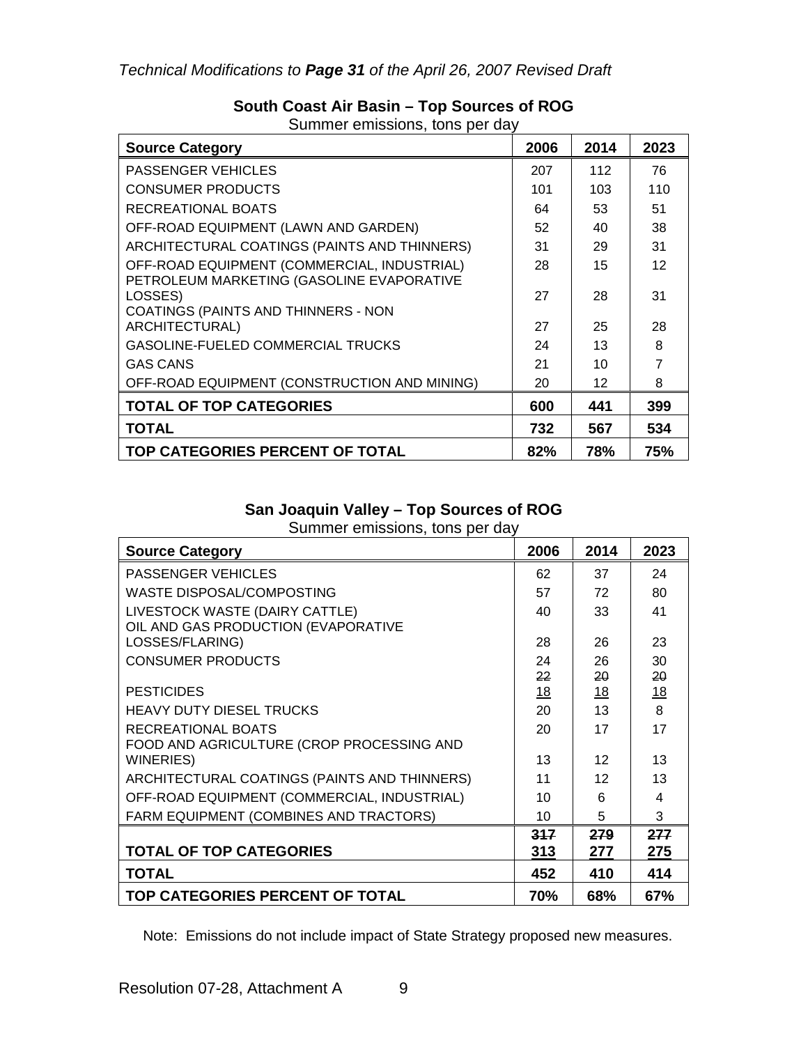*Technical Modifications to **Page 31** of the April 26, 2007 Revised Draft*

**South Coast Air Basin – Top Sources of ROG**
Summer emissions, tons per day

| Source Category | 2006 | 2014 | 2023 |
|---|---|---|---|
| PASSENGER VEHICLES | 207 | 112 | 76 |
| CONSUMER PRODUCTS | 101 | 103 | 110 |
| RECREATIONAL BOATS | 64 | 53 | 51 |
| OFF-ROAD EQUIPMENT (LAWN AND GARDEN) | 52 | 40 | 38 |
| ARCHITECTURAL COATINGS (PAINTS AND THINNERS) | 31 | 29 | 31 |
| OFF-ROAD EQUIPMENT (COMMERCIAL, INDUSTRIAL) | 28 | 15 | 12 |
| PETROLEUM MARKETING (GASOLINE EVAPORATIVE LOSSES) | 27 | 28 | 31 |
| COATINGS (PAINTS AND THINNERS - NON ARCHITECTURAL) | 27 | 25 | 28 |
| GASOLINE-FUELED COMMERCIAL TRUCKS | 24 | 13 | 8 |
| GAS CANS | 21 | 10 | 7 |
| OFF-ROAD EQUIPMENT (CONSTRUCTION AND MINING) | 20 | 12 | 8 |
| **TOTAL OF TOP CATEGORIES** | **600** | **441** | **399** |
| **TOTAL** | **732** | **567** | **534** |
| **TOP CATEGORIES PERCENT OF TOTAL** | **82%** | **78%** | **75%** |

**San Joaquin Valley – Top Sources of ROG**
Summer emissions, tons per day

| Source Category | 2006 | 2014 | 2023 |
|---|---|---|---|
| PASSENGER VEHICLES | 62 | 37 | 24 |
| WASTE DISPOSAL/COMPOSTING | 57 | 72 | 80 |
| LIVESTOCK WASTE (DAIRY CATTLE) | 40 | 33 | 41 |
| OIL AND GAS PRODUCTION (EVAPORATIVE LOSSES/FLARING) | 28 | 26 | 23 |
| CONSUMER PRODUCTS | 24 | 26 | 30 |
| PESTICIDES | ~~22~~ <u>18</u> | ~~20~~ <u>18</u> | ~~20~~ <u>18</u> |
| HEAVY DUTY DIESEL TRUCKS | 20 | 13 | 8 |
| RECREATIONAL BOATS | 20 | 17 | 17 |
| FOOD AND AGRICULTURE (CROP PROCESSING AND WINERIES) | 13 | 12 | 13 |
| ARCHITECTURAL COATINGS (PAINTS AND THINNERS) | 11 | 12 | 13 |
| OFF-ROAD EQUIPMENT (COMMERCIAL, INDUSTRIAL) | 10 | 6 | 4 |
| FARM EQUIPMENT (COMBINES AND TRACTORS) | 10 | 5 | 3 |
| **TOTAL OF TOP CATEGORIES** | **~~317~~ <u>313</u>** | **~~279~~ <u>277</u>** | **~~277~~ <u>275</u>** |
| **TOTAL** | **452** | **410** | **414** |
| **TOP CATEGORIES PERCENT OF TOTAL** | **70%** | **68%** | **67%** |

Note: Emissions do not include impact of State Strategy proposed new measures.

Resolution 07-28, Attachment A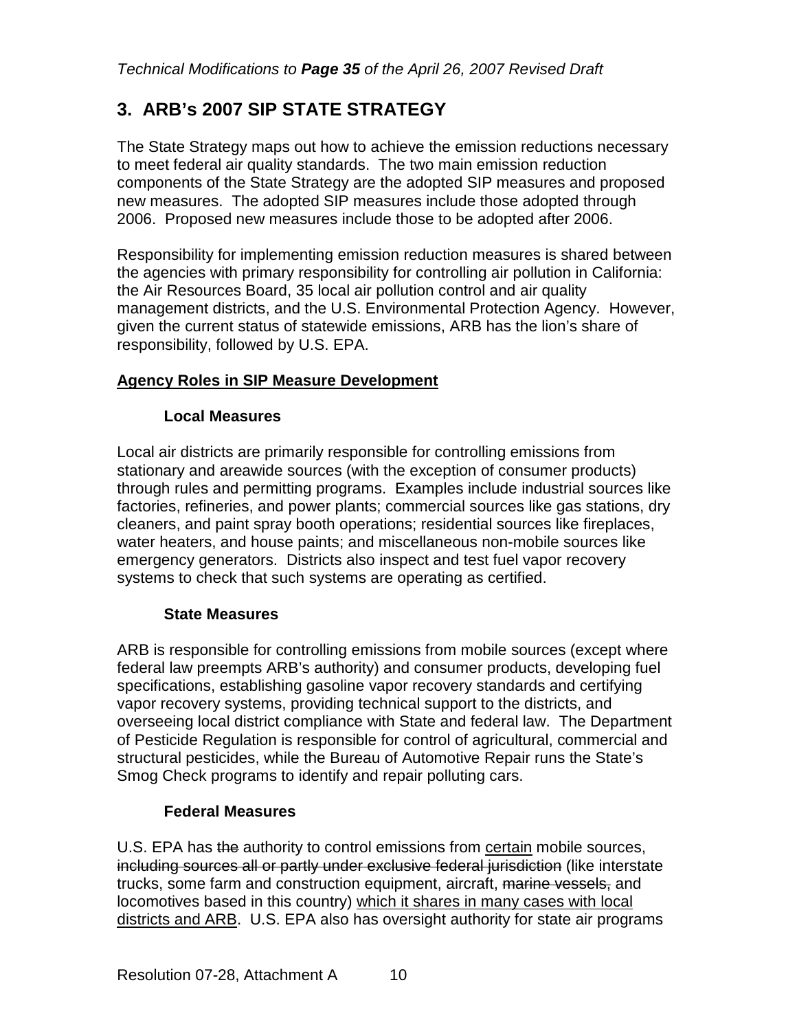*Technical Modifications to **Page 35** of the April 26, 2007 Revised Draft*

## 3. ARB's 2007 SIP STATE STRATEGY

The State Strategy maps out how to achieve the emission reductions necessary to meet federal air quality standards. The two main emission reduction components of the State Strategy are the adopted SIP measures and proposed new measures. The adopted SIP measures include those adopted through 2006. Proposed new measures include those to be adopted after 2006.

Responsibility for implementing emission reduction measures is shared between the agencies with primary responsibility for controlling air pollution in California: the Air Resources Board, 35 local air pollution control and air quality management districts, and the U.S. Environmental Protection Agency. However, given the current status of statewide emissions, ARB has the lion's share of responsibility, followed by U.S. EPA.

<u>**Agency Roles in SIP Measure Development**</u>

### Local Measures

Local air districts are primarily responsible for controlling emissions from stationary and areawide sources (with the exception of consumer products) through rules and permitting programs. Examples include industrial sources like factories, refineries, and power plants; commercial sources like gas stations, dry cleaners, and paint spray booth operations; residential sources like fireplaces, water heaters, and house paints; and miscellaneous non-mobile sources like emergency generators. Districts also inspect and test fuel vapor recovery systems to check that such systems are operating as certified.

### State Measures

ARB is responsible for controlling emissions from mobile sources (except where federal law preempts ARB's authority) and consumer products, developing fuel specifications, establishing gasoline vapor recovery standards and certifying vapor recovery systems, providing technical support to the districts, and overseeing local district compliance with State and federal law. The Department of Pesticide Regulation is responsible for control of agricultural, commercial and structural pesticides, while the Bureau of Automotive Repair runs the State's Smog Check programs to identify and repair polluting cars.

### Federal Measures

U.S. EPA has ~~the~~ authority to control emissions from <u>certain</u> mobile sources, ~~including sources all or partly under exclusive federal jurisdiction~~ (like interstate trucks, some farm and construction equipment, aircraft, ~~marine vessels,~~ and locomotives based in this country) <u>which it shares in many cases with local districts and ARB</u>. U.S. EPA also has oversight authority for state air programs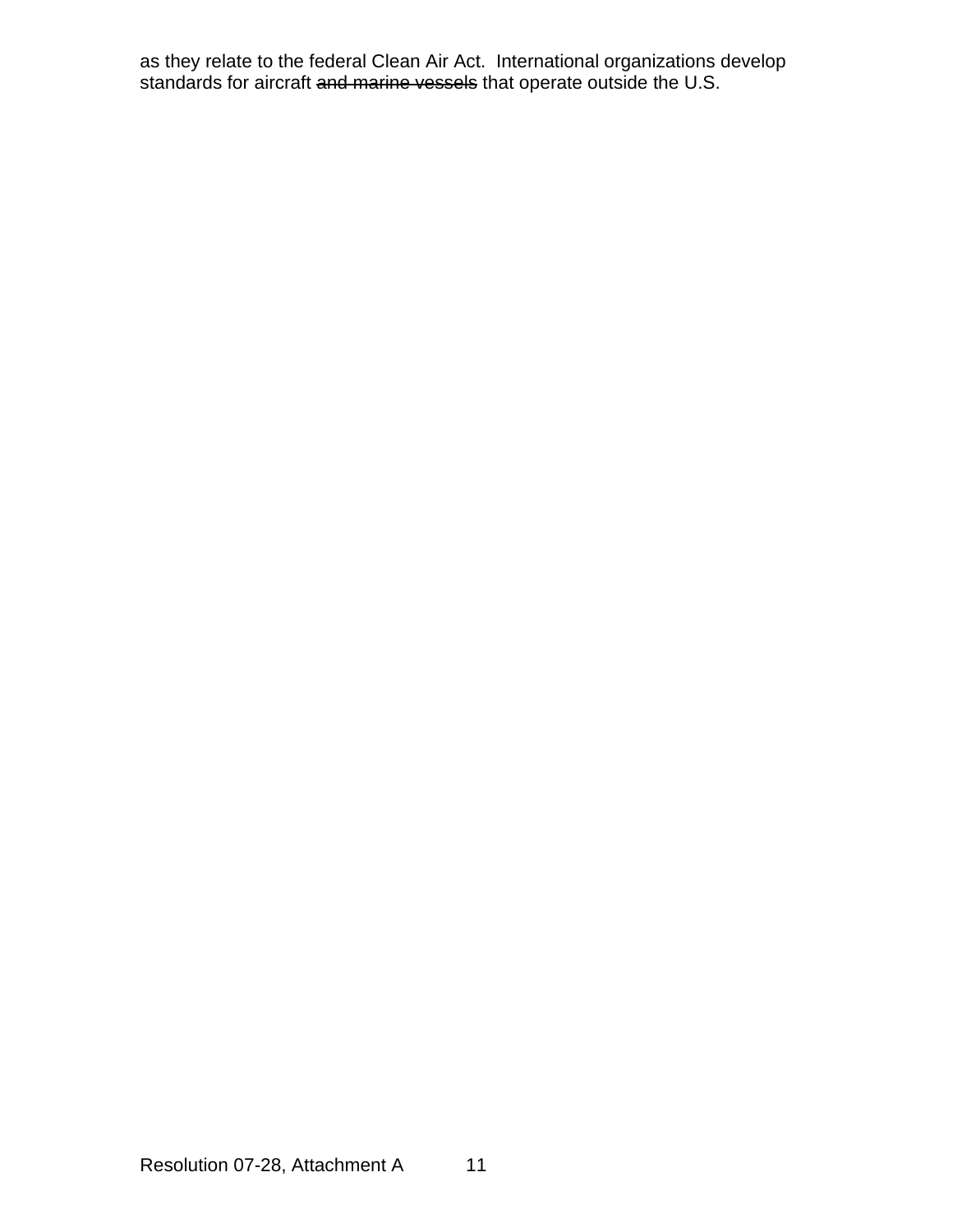as they relate to the federal Clean Air Act. International organizations develop standards for aircraft ~~and marine vessels~~ that operate outside the U.S.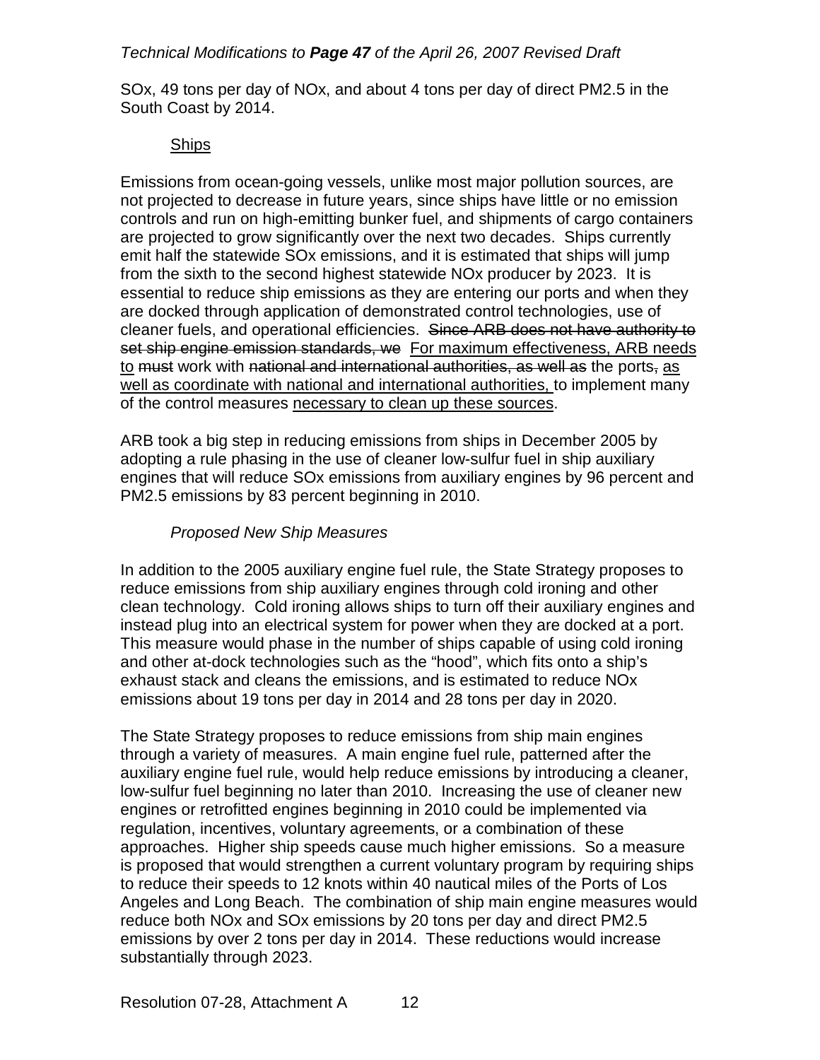SOx, 49 tons per day of NOx, and about 4 tons per day of direct PM2.5 in the South Coast by 2014.

<u>Ships</u>

Emissions from ocean-going vessels, unlike most major pollution sources, are not projected to decrease in future years, since ships have little or no emission controls and run on high-emitting bunker fuel, and shipments of cargo containers are projected to grow significantly over the next two decades. Ships currently emit half the statewide SOx emissions, and it is estimated that ships will jump from the sixth to the second highest statewide NOx producer by 2023. It is essential to reduce ship emissions as they are entering our ports and when they are docked through application of demonstrated control technologies, use of cleaner fuels, and operational efficiencies. ~~Since ARB does not have authority to set ship engine emission standards, we~~ <u>For maximum effectiveness, ARB needs to</u> ~~must~~ work with ~~national and international authorities, as well as~~ the ports~~,~~ <u>as well as coordinate with national and international authorities,</u> to implement many of the control measures <u>necessary to clean up these sources</u>.

ARB took a big step in reducing emissions from ships in December 2005 by adopting a rule phasing in the use of cleaner low-sulfur fuel in ship auxiliary engines that will reduce SOx emissions from auxiliary engines by 96 percent and PM2.5 emissions by 83 percent beginning in 2010.

*Proposed New Ship Measures*

In addition to the 2005 auxiliary engine fuel rule, the State Strategy proposes to reduce emissions from ship auxiliary engines through cold ironing and other clean technology. Cold ironing allows ships to turn off their auxiliary engines and instead plug into an electrical system for power when they are docked at a port. This measure would phase in the number of ships capable of using cold ironing and other at-dock technologies such as the "hood", which fits onto a ship's exhaust stack and cleans the emissions, and is estimated to reduce NOx emissions about 19 tons per day in 2014 and 28 tons per day in 2020.

The State Strategy proposes to reduce emissions from ship main engines through a variety of measures. A main engine fuel rule, patterned after the auxiliary engine fuel rule, would help reduce emissions by introducing a cleaner, low-sulfur fuel beginning no later than 2010. Increasing the use of cleaner new engines or retrofitted engines beginning in 2010 could be implemented via regulation, incentives, voluntary agreements, or a combination of these approaches. Higher ship speeds cause much higher emissions. So a measure is proposed that would strengthen a current voluntary program by requiring ships to reduce their speeds to 12 knots within 40 nautical miles of the Ports of Los Angeles and Long Beach. The combination of ship main engine measures would reduce both NOx and SOx emissions by 20 tons per day and direct PM2.5 emissions by over 2 tons per day in 2014. These reductions would increase substantially through 2023.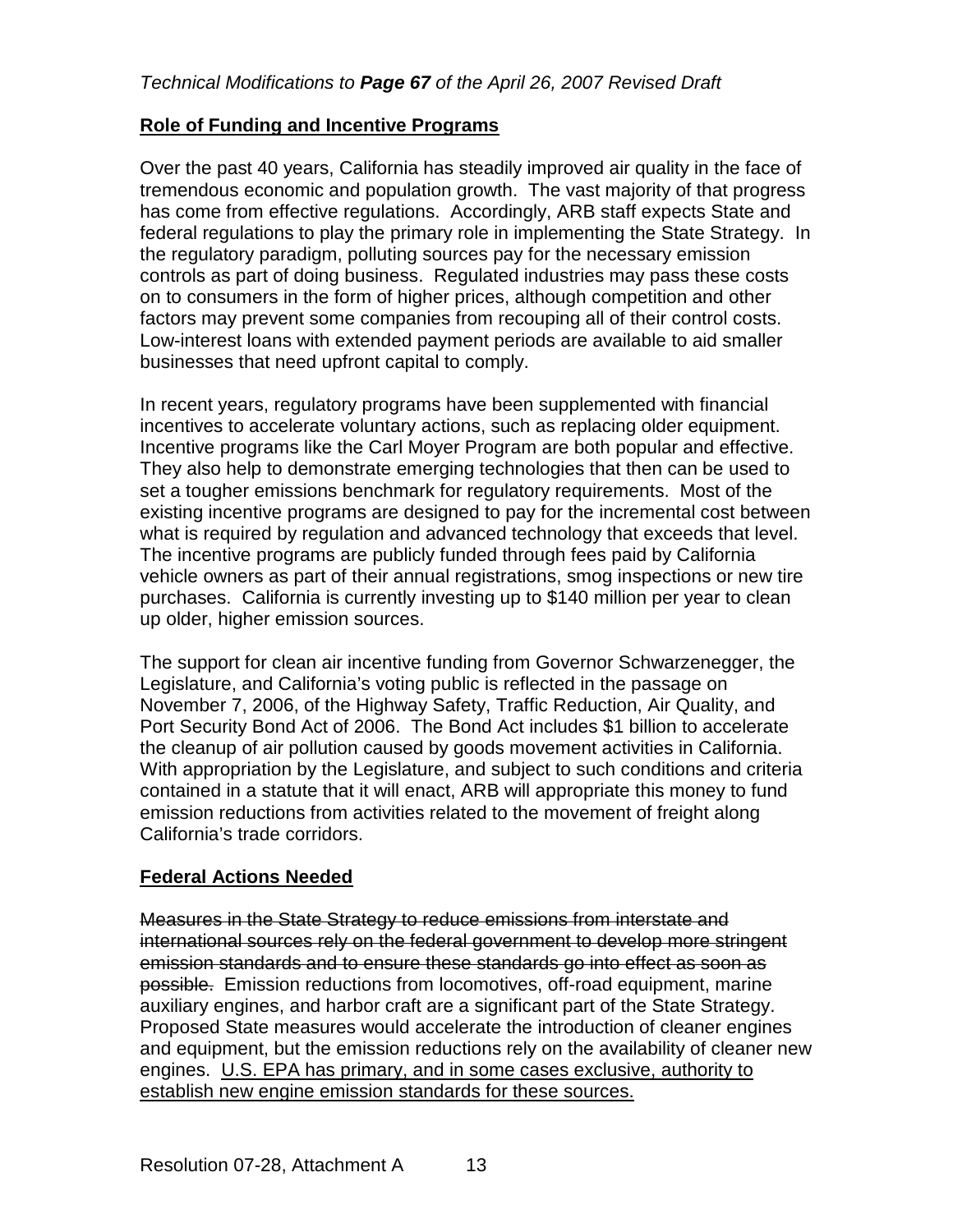*Technical Modifications to **Page 67** of the April 26, 2007 Revised Draft*

## Role of Funding and Incentive Programs

Over the past 40 years, California has steadily improved air quality in the face of tremendous economic and population growth. The vast majority of that progress has come from effective regulations. Accordingly, ARB staff expects State and federal regulations to play the primary role in implementing the State Strategy. In the regulatory paradigm, polluting sources pay for the necessary emission controls as part of doing business. Regulated industries may pass these costs on to consumers in the form of higher prices, although competition and other factors may prevent some companies from recouping all of their control costs. Low-interest loans with extended payment periods are available to aid smaller businesses that need upfront capital to comply.

In recent years, regulatory programs have been supplemented with financial incentives to accelerate voluntary actions, such as replacing older equipment. Incentive programs like the Carl Moyer Program are both popular and effective. They also help to demonstrate emerging technologies that then can be used to set a tougher emissions benchmark for regulatory requirements. Most of the existing incentive programs are designed to pay for the incremental cost between what is required by regulation and advanced technology that exceeds that level. The incentive programs are publicly funded through fees paid by California vehicle owners as part of their annual registrations, smog inspections or new tire purchases. California is currently investing up to $140 million per year to clean up older, higher emission sources.

The support for clean air incentive funding from Governor Schwarzenegger, the Legislature, and California's voting public is reflected in the passage on November 7, 2006, of the Highway Safety, Traffic Reduction, Air Quality, and Port Security Bond Act of 2006. The Bond Act includes $1 billion to accelerate the cleanup of air pollution caused by goods movement activities in California. With appropriation by the Legislature, and subject to such conditions and criteria contained in a statute that it will enact, ARB will appropriate this money to fund emission reductions from activities related to the movement of freight along California's trade corridors.

## Federal Actions Needed

~~Measures in the State Strategy to reduce emissions from interstate and international sources rely on the federal government to develop more stringent emission standards and to ensure these standards go into effect as soon as possible.~~ Emission reductions from locomotives, off-road equipment, marine auxiliary engines, and harbor craft are a significant part of the State Strategy. Proposed State measures would accelerate the introduction of cleaner engines and equipment, but the emission reductions rely on the availability of cleaner new engines. <u>U.S. EPA has primary, and in some cases exclusive, authority to establish new engine emission standards for these sources.</u>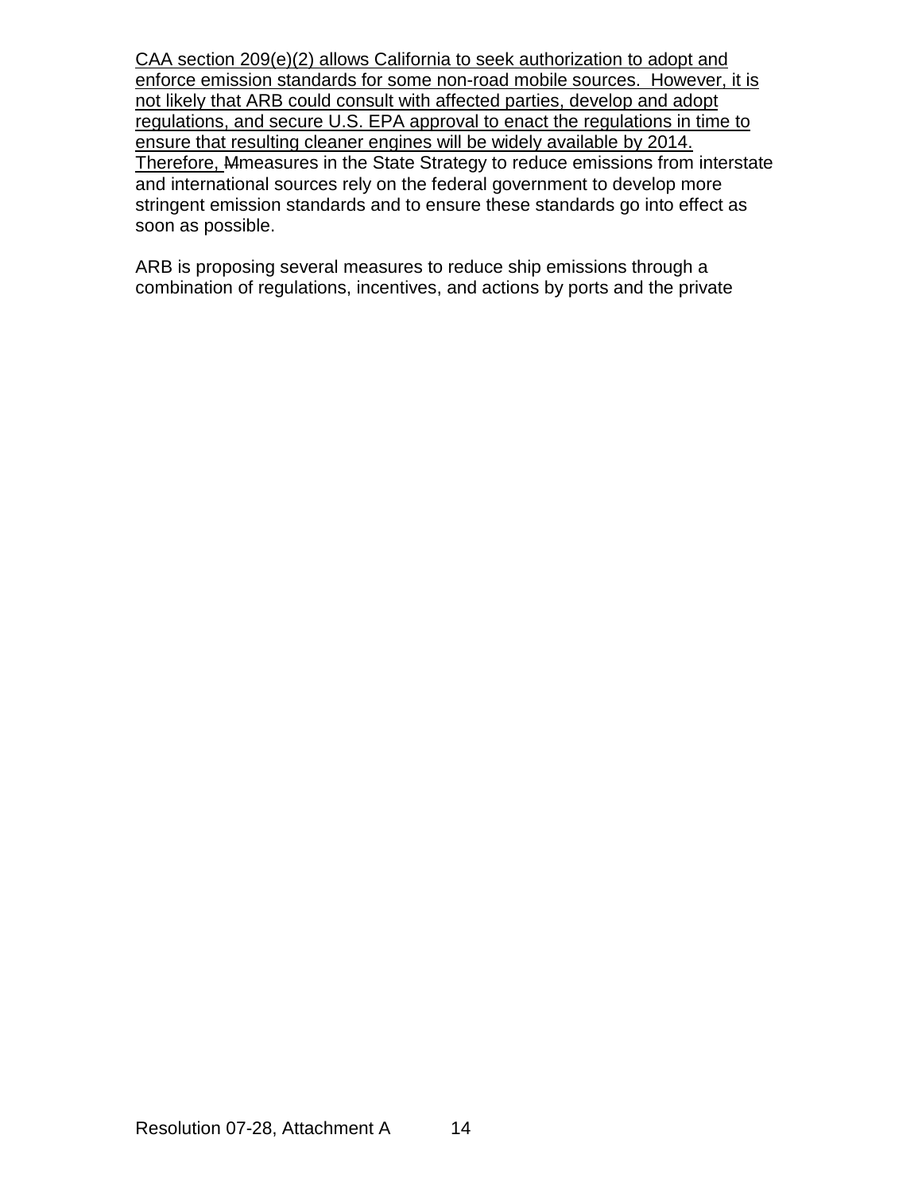<u>CAA section 209(e)(2) allows California to seek authorization to adopt and enforce emission standards for some non-road mobile sources. However, it is not likely that ARB could consult with affected parties, develop and adopt regulations, and secure U.S. EPA approval to enact the regulations in time to ensure that resulting cleaner engines will be widely available by 2014. Therefore,</u> ~~M~~measures in the State Strategy to reduce emissions from interstate and international sources rely on the federal government to develop more stringent emission standards and to ensure these standards go into effect as soon as possible.

ARB is proposing several measures to reduce ship emissions through a combination of regulations, incentives, and actions by ports and the private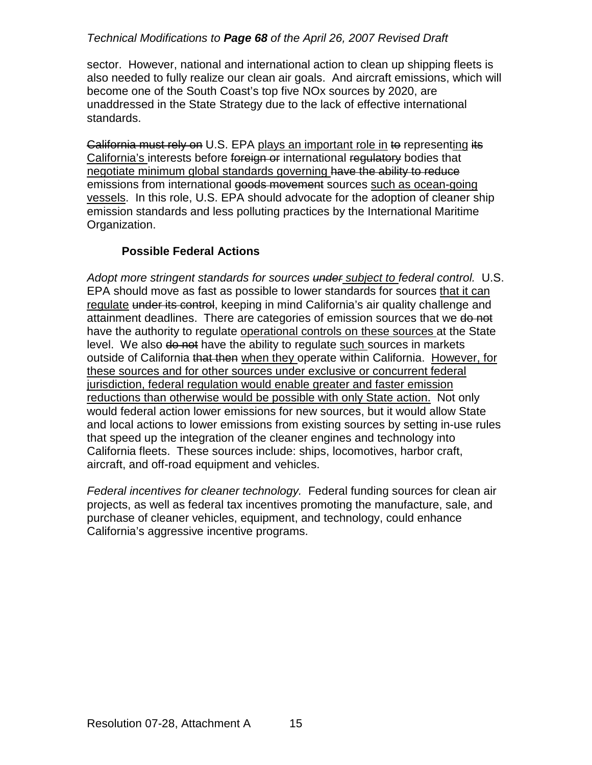sector. However, national and international action to clean up shipping fleets is also needed to fully realize our clean air goals. And aircraft emissions, which will become one of the South Coast's top five NOx sources by 2020, are unaddressed in the State Strategy due to the lack of effective international standards.

~~California must rely on~~ U.S. EPA <u>plays an important role in</u> ~~to~~ represent<u>ing</u> ~~its~~ <u>California's</u> interests before ~~foreign or~~ international ~~regulatory~~ bodies that <u>negotiate minimum global standards governing</u> ~~have the ability to reduce~~ emissions from international ~~goods movement~~ sources <u>such as ocean-going vessels</u>. In this role, U.S. EPA should advocate for the adoption of cleaner ship emission standards and less polluting practices by the International Maritime Organization.

### Possible Federal Actions

*Adopt more stringent standards for sources ~~under~~ <u>subject to</u> federal control.* U.S. EPA should move as fast as possible to lower standards for sources <u>that it can regulate</u> ~~under its control~~, keeping in mind California's air quality challenge and attainment deadlines. There are categories of emission sources that we ~~do not~~ have the authority to regulate <u>operational controls on these sources</u> at the State level. We also ~~do not~~ have the ability to regulate <u>such</u> sources in markets outside of California ~~that then~~ <u>when they</u> operate within California. <u>However, for these sources and for other sources under exclusive or concurrent federal jurisdiction, federal regulation would enable greater and faster emission reductions than otherwise would be possible with only State action.</u> Not only would federal action lower emissions for new sources, but it would allow State and local actions to lower emissions from existing sources by setting in-use rules that speed up the integration of the cleaner engines and technology into California fleets. These sources include: ships, locomotives, harbor craft, aircraft, and off-road equipment and vehicles.

*Federal incentives for cleaner technology.* Federal funding sources for clean air projects, as well as federal tax incentives promoting the manufacture, sale, and purchase of cleaner vehicles, equipment, and technology, could enhance California's aggressive incentive programs.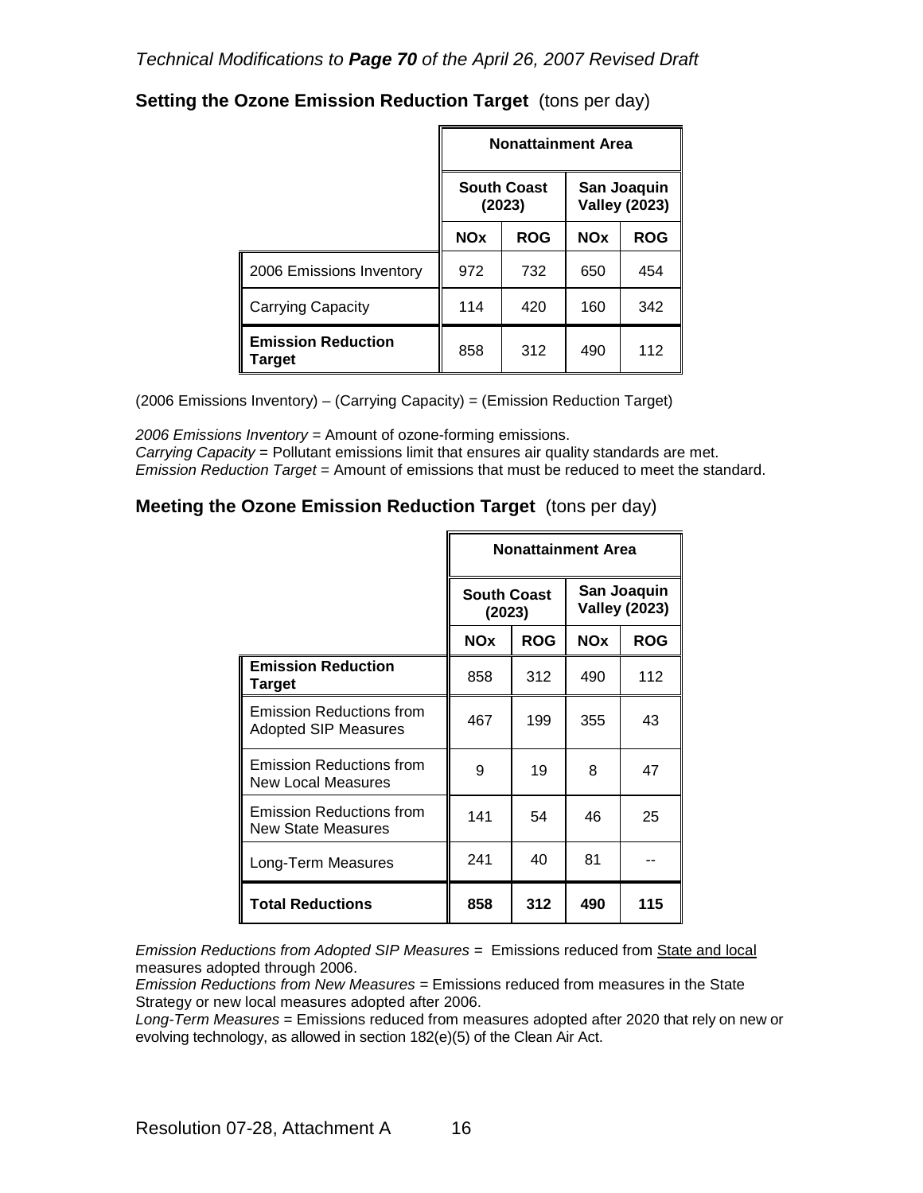*Technical Modifications to **Page 70** of the April 26, 2007 Revised Draft*

## **Setting the Ozone Emission Reduction Target** (tons per day)

| | Nonattainment Area | | | |
|---|---|---|---|---|
| | South Coast (2023) | | San Joaquin Valley (2023) | |
| | NOx | ROG | NOx | ROG |
| 2006 Emissions Inventory | 972 | 732 | 650 | 454 |
| Carrying Capacity | 114 | 420 | 160 | 342 |
| **Emission Reduction Target** | 858 | 312 | 490 | 112 |

(2006 Emissions Inventory) – (Carrying Capacity) = (Emission Reduction Target)

*2006 Emissions Inventory* = Amount of ozone-forming emissions.
*Carrying Capacity* = Pollutant emissions limit that ensures air quality standards are met.
*Emission Reduction Target* = Amount of emissions that must be reduced to meet the standard.

## **Meeting the Ozone Emission Reduction Target** (tons per day)

| | Nonattainment Area | | | |
|---|---|---|---|---|
| | South Coast (2023) | | San Joaquin Valley (2023) | |
| | NOx | ROG | NOx | ROG |
| **Emission Reduction Target** | 858 | 312 | 490 | 112 |
| Emission Reductions from Adopted SIP Measures | 467 | 199 | 355 | 43 |
| Emission Reductions from New Local Measures | 9 | 19 | 8 | 47 |
| Emission Reductions from New State Measures | 141 | 54 | 46 | 25 |
| Long-Term Measures | 241 | 40 | 81 | -- |
| **Total Reductions** | **858** | **312** | **490** | **115** |

*Emission Reductions from Adopted SIP Measures* = Emissions reduced from State and local measures adopted through 2006.
*Emission Reductions from New Measures* = Emissions reduced from measures in the State Strategy or new local measures adopted after 2006.
*Long-Term Measures* = Emissions reduced from measures adopted after 2020 that rely on new or evolving technology, as allowed in section 182(e)(5) of the Clean Air Act.

Resolution 07-28, Attachment A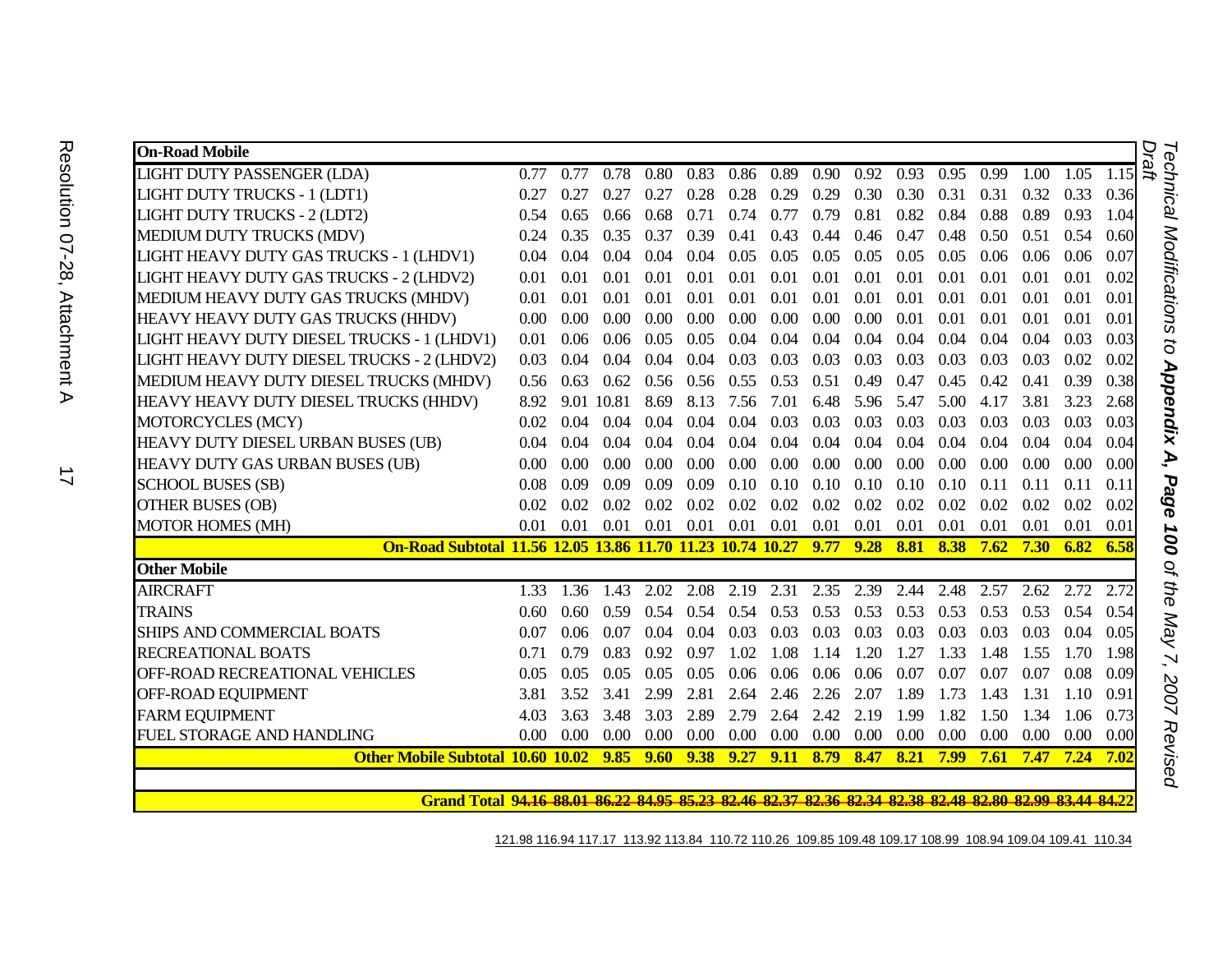| On-Road Mobile | | | | | | | | | | | | | | | |
|---|---|---|---|---|---|---|---|---|---|---|---|---|---|---|---|
| LIGHT DUTY PASSENGER (LDA) | 0.77 | 0.77 | 0.78 | 0.80 | 0.83 | 0.86 | 0.89 | 0.90 | 0.92 | 0.93 | 0.95 | 0.99 | 1.00 | 1.05 | 1.15 |
| LIGHT DUTY TRUCKS - 1 (LDT1) | 0.27 | 0.27 | 0.27 | 0.27 | 0.28 | 0.28 | 0.29 | 0.29 | 0.30 | 0.30 | 0.31 | 0.31 | 0.32 | 0.33 | 0.36 |
| LIGHT DUTY TRUCKS - 2 (LDT2) | 0.54 | 0.65 | 0.66 | 0.68 | 0.71 | 0.74 | 0.77 | 0.79 | 0.81 | 0.82 | 0.84 | 0.88 | 0.89 | 0.93 | 1.04 |
| MEDIUM DUTY TRUCKS (MDV) | 0.24 | 0.35 | 0.35 | 0.37 | 0.39 | 0.41 | 0.43 | 0.44 | 0.46 | 0.47 | 0.48 | 0.50 | 0.51 | 0.54 | 0.60 |
| LIGHT HEAVY DUTY GAS TRUCKS - 1 (LHDV1) | 0.04 | 0.04 | 0.04 | 0.04 | 0.04 | 0.05 | 0.05 | 0.05 | 0.05 | 0.05 | 0.05 | 0.06 | 0.06 | 0.06 | 0.07 |
| LIGHT HEAVY DUTY GAS TRUCKS - 2 (LHDV2) | 0.01 | 0.01 | 0.01 | 0.01 | 0.01 | 0.01 | 0.01 | 0.01 | 0.01 | 0.01 | 0.01 | 0.01 | 0.01 | 0.01 | 0.02 |
| MEDIUM HEAVY DUTY GAS TRUCKS (MHDV) | 0.01 | 0.01 | 0.01 | 0.01 | 0.01 | 0.01 | 0.01 | 0.01 | 0.01 | 0.01 | 0.01 | 0.01 | 0.01 | 0.01 | 0.01 |
| HEAVY HEAVY DUTY GAS TRUCKS (HHDV) | 0.00 | 0.00 | 0.00 | 0.00 | 0.00 | 0.00 | 0.00 | 0.00 | 0.00 | 0.01 | 0.01 | 0.01 | 0.01 | 0.01 | 0.01 |
| LIGHT HEAVY DUTY DIESEL TRUCKS - 1 (LHDV1) | 0.01 | 0.06 | 0.06 | 0.05 | 0.05 | 0.04 | 0.04 | 0.04 | 0.04 | 0.04 | 0.04 | 0.04 | 0.04 | 0.03 | 0.03 |
| LIGHT HEAVY DUTY DIESEL TRUCKS - 2 (LHDV2) | 0.03 | 0.04 | 0.04 | 0.04 | 0.04 | 0.03 | 0.03 | 0.03 | 0.03 | 0.03 | 0.03 | 0.03 | 0.03 | 0.02 | 0.02 |
| MEDIUM HEAVY DUTY DIESEL TRUCKS (MHDV) | 0.56 | 0.63 | 0.62 | 0.56 | 0.56 | 0.55 | 0.53 | 0.51 | 0.49 | 0.47 | 0.45 | 0.42 | 0.41 | 0.39 | 0.38 |
| HEAVY HEAVY DUTY DIESEL TRUCKS (HHDV) | 8.92 | 9.01 | 10.81 | 8.69 | 8.13 | 7.56 | 7.01 | 6.48 | 5.96 | 5.47 | 5.00 | 4.17 | 3.81 | 3.23 | 2.68 |
| MOTORCYCLES (MCY) | 0.02 | 0.04 | 0.04 | 0.04 | 0.04 | 0.04 | 0.03 | 0.03 | 0.03 | 0.03 | 0.03 | 0.03 | 0.03 | 0.03 | 0.03 |
| HEAVY DUTY DIESEL URBAN BUSES (UB) | 0.04 | 0.04 | 0.04 | 0.04 | 0.04 | 0.04 | 0.04 | 0.04 | 0.04 | 0.04 | 0.04 | 0.04 | 0.04 | 0.04 | 0.04 |
| HEAVY DUTY GAS URBAN BUSES (UB) | 0.00 | 0.00 | 0.00 | 0.00 | 0.00 | 0.00 | 0.00 | 0.00 | 0.00 | 0.00 | 0.00 | 0.00 | 0.00 | 0.00 | 0.00 |
| SCHOOL BUSES (SB) | 0.08 | 0.09 | 0.09 | 0.09 | 0.09 | 0.10 | 0.10 | 0.10 | 0.10 | 0.10 | 0.10 | 0.11 | 0.11 | 0.11 | 0.11 |
| OTHER BUSES (OB) | 0.02 | 0.02 | 0.02 | 0.02 | 0.02 | 0.02 | 0.02 | 0.02 | 0.02 | 0.02 | 0.02 | 0.02 | 0.02 | 0.02 | 0.02 |
| MOTOR HOMES (MH) | 0.01 | 0.01 | 0.01 | 0.01 | 0.01 | 0.01 | 0.01 | 0.01 | 0.01 | 0.01 | 0.01 | 0.01 | 0.01 | 0.01 | 0.01 |
| **On-Road Subtotal** | **11.56** | **12.05** | **13.86** | **11.70** | **11.23** | **10.74** | **10.27** | **9.77** | **9.28** | **8.81** | **8.38** | **7.62** | **7.30** | **6.82** | **6.58** |
| **Other Mobile** | | | | | | | | | | | | | | | |
| AIRCRAFT | 1.33 | 1.36 | 1.43 | 2.02 | 2.08 | 2.19 | 2.31 | 2.35 | 2.39 | 2.44 | 2.48 | 2.57 | 2.62 | 2.72 | 2.72 |
| TRAINS | 0.60 | 0.60 | 0.59 | 0.54 | 0.54 | 0.54 | 0.53 | 0.53 | 0.53 | 0.53 | 0.53 | 0.53 | 0.53 | 0.54 | 0.54 |
| SHIPS AND COMMERCIAL BOATS | 0.07 | 0.06 | 0.07 | 0.04 | 0.04 | 0.03 | 0.03 | 0.03 | 0.03 | 0.03 | 0.03 | 0.03 | 0.03 | 0.04 | 0.05 |
| RECREATIONAL BOATS | 0.71 | 0.79 | 0.83 | 0.92 | 0.97 | 1.02 | 1.08 | 1.14 | 1.20 | 1.27 | 1.33 | 1.48 | 1.55 | 1.70 | 1.98 |
| OFF-ROAD RECREATIONAL VEHICLES | 0.05 | 0.05 | 0.05 | 0.05 | 0.05 | 0.06 | 0.06 | 0.06 | 0.06 | 0.07 | 0.07 | 0.07 | 0.07 | 0.08 | 0.09 |
| OFF-ROAD EQUIPMENT | 3.81 | 3.52 | 3.41 | 2.99 | 2.81 | 2.64 | 2.46 | 2.26 | 2.07 | 1.89 | 1.73 | 1.43 | 1.31 | 1.10 | 0.91 |
| FARM EQUIPMENT | 4.03 | 3.63 | 3.48 | 3.03 | 2.89 | 2.79 | 2.64 | 2.42 | 2.19 | 1.99 | 1.82 | 1.50 | 1.34 | 1.06 | 0.73 |
| FUEL STORAGE AND HANDLING | 0.00 | 0.00 | 0.00 | 0.00 | 0.00 | 0.00 | 0.00 | 0.00 | 0.00 | 0.00 | 0.00 | 0.00 | 0.00 | 0.00 | 0.00 |
| **Other Mobile Subtotal** | **10.60** | **10.02** | **9.85** | **9.60** | **9.38** | **9.27** | **9.11** | **8.79** | **8.47** | **8.21** | **7.99** | **7.61** | **7.47** | **7.24** | **7.02** |
| | | | | | | | | | | | | | | | |
| **Grand Total** | ~~**94.16**~~ | ~~**88.01**~~ | ~~**86.22**~~ | ~~**84.95**~~ | ~~**85.23**~~ | ~~**82.46**~~ | ~~**82.37**~~ | ~~**82.36**~~ | ~~**82.34**~~ | ~~**82.38**~~ | ~~**82.48**~~ | ~~**82.80**~~ | ~~**82.99**~~ | ~~**83.44**~~ | ~~**84.22**~~ |
| | 121.98 | 116.94 | 117.17 | 113.92 | 113.84 | 110.72 | 110.26 | 109.85 | 109.48 | 109.17 | 108.99 | 108.94 | 109.04 | 109.41 | 110.34 |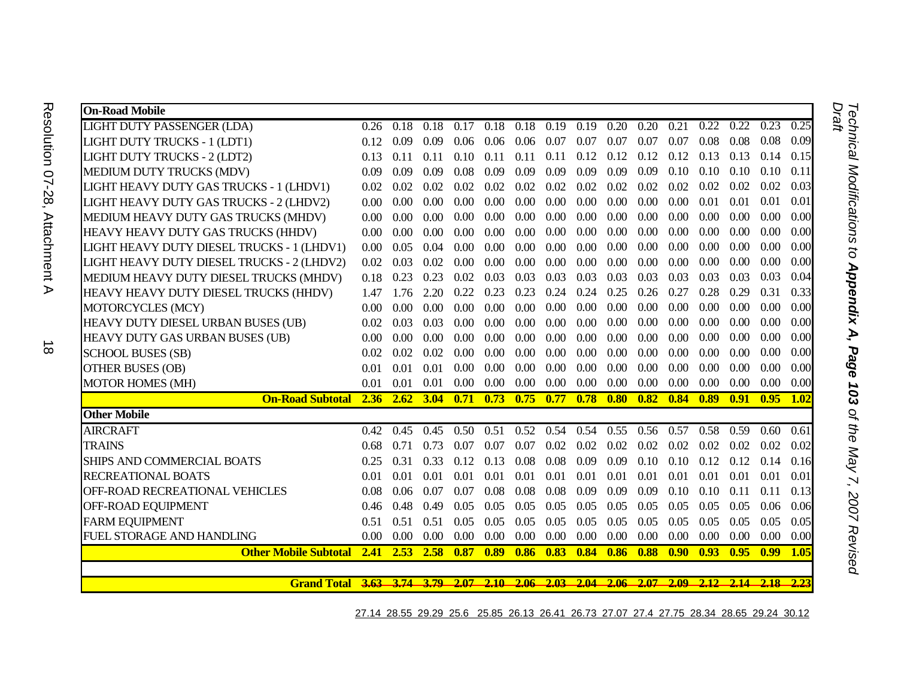| On-Road Mobile | | | | | | | | | | | | | | | |
|---|---|---|---|---|---|---|---|---|---|---|---|---|---|---|---|
| LIGHT DUTY PASSENGER (LDA) | 0.26 | 0.18 | 0.18 | 0.17 | 0.18 | 0.18 | 0.19 | 0.19 | 0.20 | 0.20 | 0.21 | 0.22 | 0.22 | 0.23 | 0.25 |
| LIGHT DUTY TRUCKS - 1 (LDT1) | 0.12 | 0.09 | 0.09 | 0.06 | 0.06 | 0.06 | 0.07 | 0.07 | 0.07 | 0.07 | 0.07 | 0.08 | 0.08 | 0.08 | 0.09 |
| LIGHT DUTY TRUCKS - 2 (LDT2) | 0.13 | 0.11 | 0.11 | 0.10 | 0.11 | 0.11 | 0.11 | 0.12 | 0.12 | 0.12 | 0.12 | 0.13 | 0.13 | 0.14 | 0.15 |
| MEDIUM DUTY TRUCKS (MDV) | 0.09 | 0.09 | 0.09 | 0.08 | 0.09 | 0.09 | 0.09 | 0.09 | 0.09 | 0.09 | 0.10 | 0.10 | 0.10 | 0.10 | 0.11 |
| LIGHT HEAVY DUTY GAS TRUCKS - 1 (LHDV1) | 0.02 | 0.02 | 0.02 | 0.02 | 0.02 | 0.02 | 0.02 | 0.02 | 0.02 | 0.02 | 0.02 | 0.02 | 0.02 | 0.02 | 0.03 |
| LIGHT HEAVY DUTY GAS TRUCKS - 2 (LHDV2) | 0.00 | 0.00 | 0.00 | 0.00 | 0.00 | 0.00 | 0.00 | 0.00 | 0.00 | 0.00 | 0.00 | 0.01 | 0.01 | 0.01 | 0.01 |
| MEDIUM HEAVY DUTY GAS TRUCKS (MHDV) | 0.00 | 0.00 | 0.00 | 0.00 | 0.00 | 0.00 | 0.00 | 0.00 | 0.00 | 0.00 | 0.00 | 0.00 | 0.00 | 0.00 | 0.00 |
| HEAVY HEAVY DUTY GAS TRUCKS (HHDV) | 0.00 | 0.00 | 0.00 | 0.00 | 0.00 | 0.00 | 0.00 | 0.00 | 0.00 | 0.00 | 0.00 | 0.00 | 0.00 | 0.00 | 0.00 |
| LIGHT HEAVY DUTY DIESEL TRUCKS - 1 (LHDV1) | 0.00 | 0.05 | 0.04 | 0.00 | 0.00 | 0.00 | 0.00 | 0.00 | 0.00 | 0.00 | 0.00 | 0.00 | 0.00 | 0.00 | 0.00 |
| LIGHT HEAVY DUTY DIESEL TRUCKS - 2 (LHDV2) | 0.02 | 0.03 | 0.02 | 0.00 | 0.00 | 0.00 | 0.00 | 0.00 | 0.00 | 0.00 | 0.00 | 0.00 | 0.00 | 0.00 | 0.00 |
| MEDIUM HEAVY DUTY DIESEL TRUCKS (MHDV) | 0.18 | 0.23 | 0.23 | 0.02 | 0.03 | 0.03 | 0.03 | 0.03 | 0.03 | 0.03 | 0.03 | 0.03 | 0.03 | 0.03 | 0.04 |
| HEAVY HEAVY DUTY DIESEL TRUCKS (HHDV) | 1.47 | 1.76 | 2.20 | 0.22 | 0.23 | 0.23 | 0.24 | 0.24 | 0.25 | 0.26 | 0.27 | 0.28 | 0.29 | 0.31 | 0.33 |
| MOTORCYCLES (MCY) | 0.00 | 0.00 | 0.00 | 0.00 | 0.00 | 0.00 | 0.00 | 0.00 | 0.00 | 0.00 | 0.00 | 0.00 | 0.00 | 0.00 | 0.00 |
| HEAVY DUTY DIESEL URBAN BUSES (UB) | 0.02 | 0.03 | 0.03 | 0.00 | 0.00 | 0.00 | 0.00 | 0.00 | 0.00 | 0.00 | 0.00 | 0.00 | 0.00 | 0.00 | 0.00 |
| HEAVY DUTY GAS URBAN BUSES (UB) | 0.00 | 0.00 | 0.00 | 0.00 | 0.00 | 0.00 | 0.00 | 0.00 | 0.00 | 0.00 | 0.00 | 0.00 | 0.00 | 0.00 | 0.00 |
| SCHOOL BUSES (SB) | 0.02 | 0.02 | 0.02 | 0.00 | 0.00 | 0.00 | 0.00 | 0.00 | 0.00 | 0.00 | 0.00 | 0.00 | 0.00 | 0.00 | 0.00 |
| OTHER BUSES (OB) | 0.01 | 0.01 | 0.01 | 0.00 | 0.00 | 0.00 | 0.00 | 0.00 | 0.00 | 0.00 | 0.00 | 0.00 | 0.00 | 0.00 | 0.00 |
| MOTOR HOMES (MH) | 0.01 | 0.01 | 0.01 | 0.00 | 0.00 | 0.00 | 0.00 | 0.00 | 0.00 | 0.00 | 0.00 | 0.00 | 0.00 | 0.00 | 0.00 |
| **On-Road Subtotal** | **2.36** | **2.62** | **3.04** | **0.71** | **0.73** | **0.75** | **0.77** | **0.78** | **0.80** | **0.82** | **0.84** | **0.89** | **0.91** | **0.95** | **1.02** |
| **Other Mobile** | | | | | | | | | | | | | | | |
| AIRCRAFT | 0.42 | 0.45 | 0.45 | 0.50 | 0.51 | 0.52 | 0.54 | 0.54 | 0.55 | 0.56 | 0.57 | 0.58 | 0.59 | 0.60 | 0.61 |
| TRAINS | 0.68 | 0.71 | 0.73 | 0.07 | 0.07 | 0.07 | 0.02 | 0.02 | 0.02 | 0.02 | 0.02 | 0.02 | 0.02 | 0.02 | 0.02 |
| SHIPS AND COMMERCIAL BOATS | 0.25 | 0.31 | 0.33 | 0.12 | 0.13 | 0.08 | 0.08 | 0.09 | 0.09 | 0.10 | 0.10 | 0.12 | 0.12 | 0.14 | 0.16 |
| RECREATIONAL BOATS | 0.01 | 0.01 | 0.01 | 0.01 | 0.01 | 0.01 | 0.01 | 0.01 | 0.01 | 0.01 | 0.01 | 0.01 | 0.01 | 0.01 | 0.01 |
| OFF-ROAD RECREATIONAL VEHICLES | 0.08 | 0.06 | 0.07 | 0.07 | 0.08 | 0.08 | 0.08 | 0.09 | 0.09 | 0.09 | 0.10 | 0.10 | 0.11 | 0.11 | 0.13 |
| OFF-ROAD EQUIPMENT | 0.46 | 0.48 | 0.49 | 0.05 | 0.05 | 0.05 | 0.05 | 0.05 | 0.05 | 0.05 | 0.05 | 0.05 | 0.05 | 0.06 | 0.06 |
| FARM EQUIPMENT | 0.51 | 0.51 | 0.51 | 0.05 | 0.05 | 0.05 | 0.05 | 0.05 | 0.05 | 0.05 | 0.05 | 0.05 | 0.05 | 0.05 | 0.05 |
| FUEL STORAGE AND HANDLING | 0.00 | 0.00 | 0.00 | 0.00 | 0.00 | 0.00 | 0.00 | 0.00 | 0.00 | 0.00 | 0.00 | 0.00 | 0.00 | 0.00 | 0.00 |
| **Other Mobile Subtotal** | **2.41** | **2.53** | **2.58** | **0.87** | **0.89** | **0.86** | **0.83** | **0.84** | **0.86** | **0.88** | **0.90** | **0.93** | **0.95** | **0.99** | **1.05** |
| | | | | | | | | | | | | | | | |
| **Grand Total** | ~~3.63~~ | ~~3.74~~ | ~~3.79~~ | ~~2.07~~ | ~~2.10~~ | ~~2.06~~ | ~~2.03~~ | ~~2.04~~ | ~~2.06~~ | ~~2.07~~ | ~~2.09~~ | ~~2.12~~ | ~~2.14~~ | ~~2.18~~ | ~~2.23~~ |
| | 27.14 | 28.55 | 29.29 | 25.6 | 25.85 | 26.13 | 26.41 | 26.73 | 27.07 | 27.4 | 27.75 | 28.34 | 28.65 | 29.24 | 30.12 |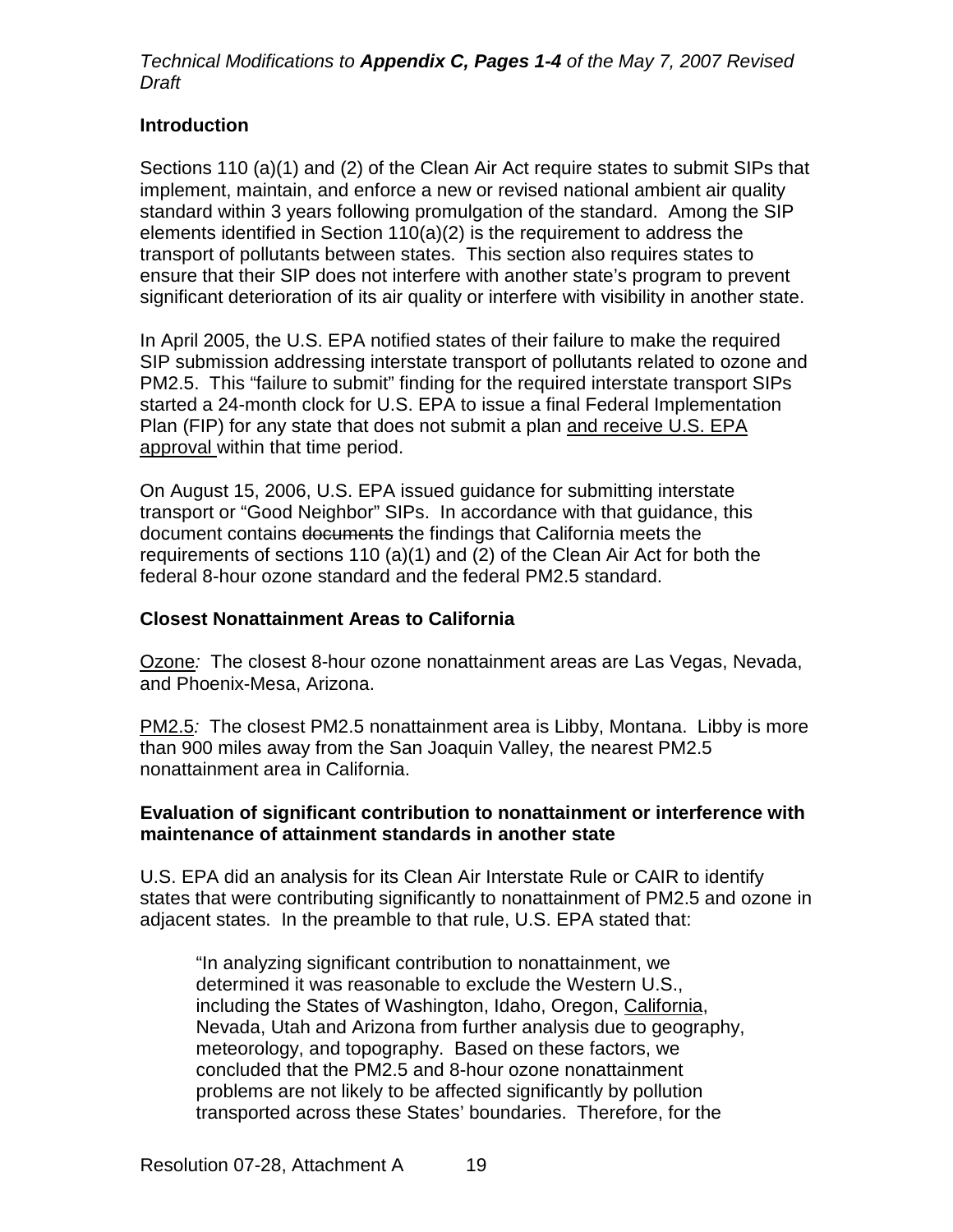*Technical Modifications to **Appendix C, Pages 1-4** of the May 7, 2007 Revised Draft*

## Introduction

Sections 110 (a)(1) and (2) of the Clean Air Act require states to submit SIPs that implement, maintain, and enforce a new or revised national ambient air quality standard within 3 years following promulgation of the standard. Among the SIP elements identified in Section 110(a)(2) is the requirement to address the transport of pollutants between states. This section also requires states to ensure that their SIP does not interfere with another state's program to prevent significant deterioration of its air quality or interfere with visibility in another state.

In April 2005, the U.S. EPA notified states of their failure to make the required SIP submission addressing interstate transport of pollutants related to ozone and PM2.5. This "failure to submit" finding for the required interstate transport SIPs started a 24-month clock for U.S. EPA to issue a final Federal Implementation Plan (FIP) for any state that does not submit a plan <u>and receive U.S. EPA approval</u> within that time period.

On August 15, 2006, U.S. EPA issued guidance for submitting interstate transport or "Good Neighbor" SIPs. In accordance with that guidance, this document contains ~~documents~~ the findings that California meets the requirements of sections 110 (a)(1) and (2) of the Clean Air Act for both the federal 8-hour ozone standard and the federal PM2.5 standard.

## Closest Nonattainment Areas to California

<u>Ozone</u>*:* The closest 8-hour ozone nonattainment areas are Las Vegas, Nevada, and Phoenix-Mesa, Arizona.

<u>PM2.5</u>*:* The closest PM2.5 nonattainment area is Libby, Montana. Libby is more than 900 miles away from the San Joaquin Valley, the nearest PM2.5 nonattainment area in California.

## Evaluation of significant contribution to nonattainment or interference with maintenance of attainment standards in another state

U.S. EPA did an analysis for its Clean Air Interstate Rule or CAIR to identify states that were contributing significantly to nonattainment of PM2.5 and ozone in adjacent states. In the preamble to that rule, U.S. EPA stated that:

> "In analyzing significant contribution to nonattainment, we determined it was reasonable to exclude the Western U.S., including the States of Washington, Idaho, Oregon, <u>California</u>, Nevada, Utah and Arizona from further analysis due to geography, meteorology, and topography. Based on these factors, we concluded that the PM2.5 and 8-hour ozone nonattainment problems are not likely to be affected significantly by pollution transported across these States' boundaries. Therefore, for the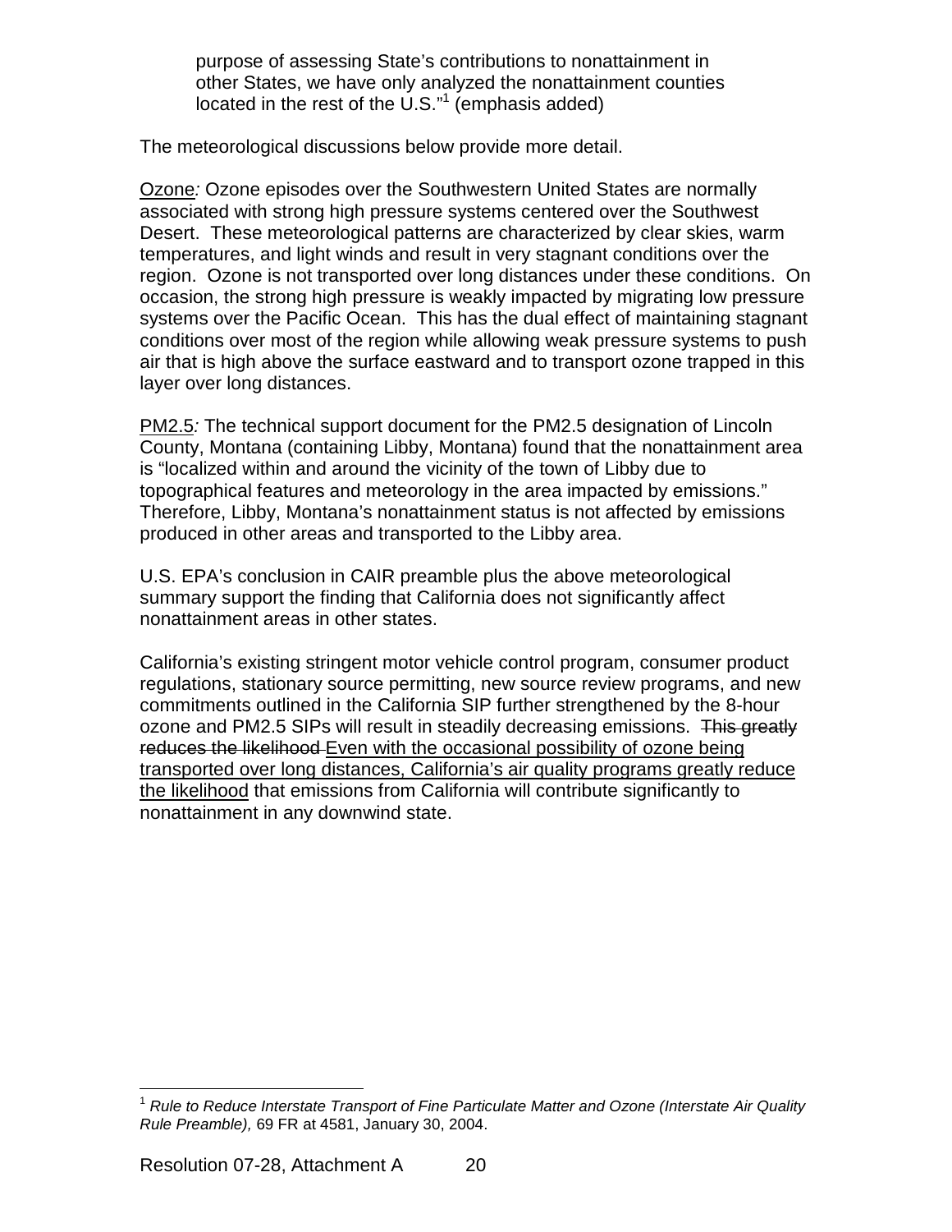purpose of assessing State's contributions to nonattainment in other States, we have only analyzed the nonattainment counties located in the rest of the U.S."[1] (emphasis added)

The meteorological discussions below provide more detail.

<u>Ozone</u>*:* Ozone episodes over the Southwestern United States are normally associated with strong high pressure systems centered over the Southwest Desert. These meteorological patterns are characterized by clear skies, warm temperatures, and light winds and result in very stagnant conditions over the region. Ozone is not transported over long distances under these conditions. On occasion, the strong high pressure is weakly impacted by migrating low pressure systems over the Pacific Ocean. This has the dual effect of maintaining stagnant conditions over most of the region while allowing weak pressure systems to push air that is high above the surface eastward and to transport ozone trapped in this layer over long distances.

<u>PM2.5</u>*:* The technical support document for the PM2.5 designation of Lincoln County, Montana (containing Libby, Montana) found that the nonattainment area is "localized within and around the vicinity of the town of Libby due to topographical features and meteorology in the area impacted by emissions." Therefore, Libby, Montana's nonattainment status is not affected by emissions produced in other areas and transported to the Libby area.

U.S. EPA's conclusion in CAIR preamble plus the above meteorological summary support the finding that California does not significantly affect nonattainment areas in other states.

California's existing stringent motor vehicle control program, consumer product regulations, stationary source permitting, new source review programs, and new commitments outlined in the California SIP further strengthened by the 8-hour ozone and PM2.5 SIPs will result in steadily decreasing emissions. ~~This greatly reduces the likelihood~~ <u>Even with the occasional possibility of ozone being transported over long distances, California's air quality programs greatly reduce the likelihood</u> that emissions from California will contribute significantly to nonattainment in any downwind state.

---

[1] *Rule to Reduce Interstate Transport of Fine Particulate Matter and Ozone (Interstate Air Quality Rule Preamble),* 69 FR at 4581, January 30, 2004.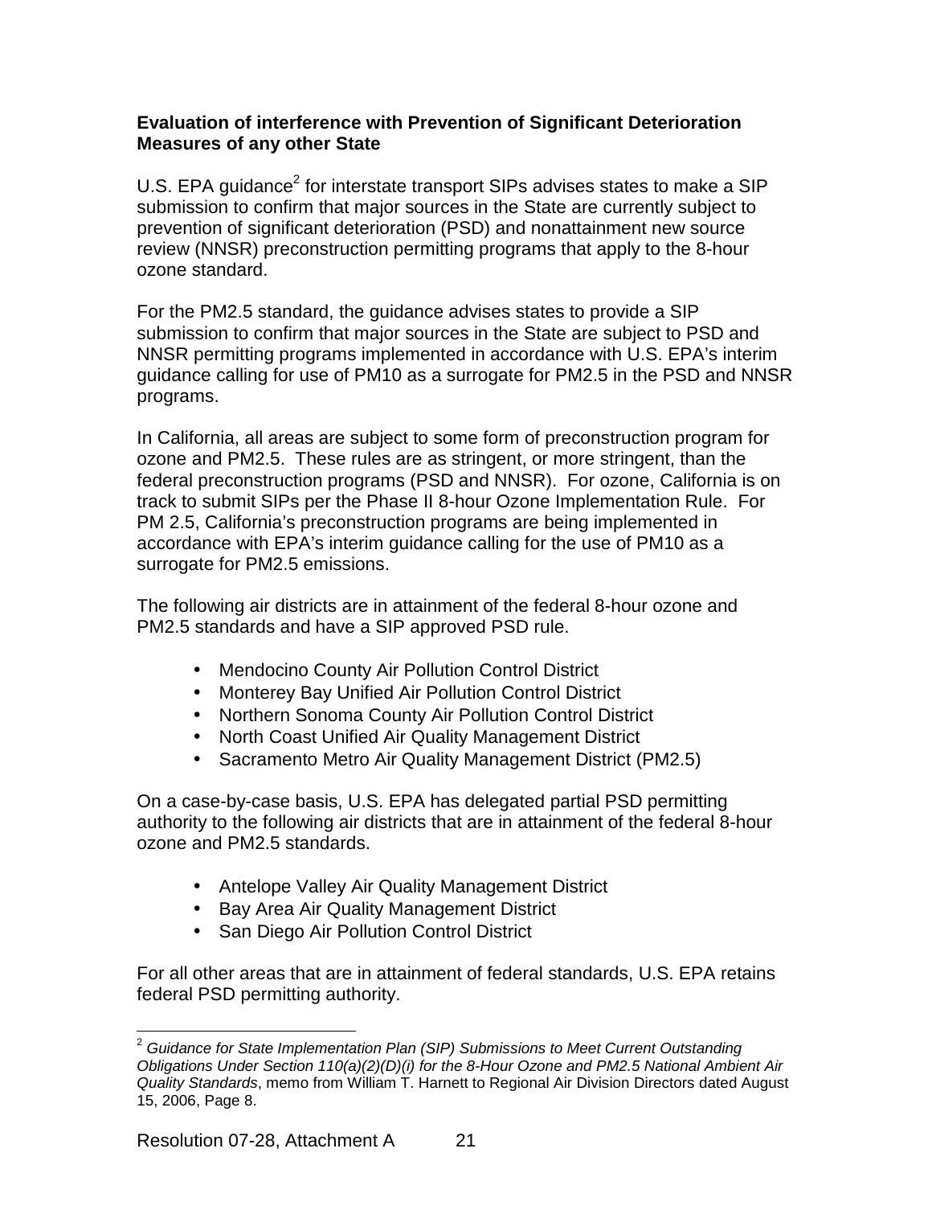**Evaluation of interference with Prevention of Significant Deterioration Measures of any other State**

U.S. EPA guidance[2] for interstate transport SIPs advises states to make a SIP submission to confirm that major sources in the State are currently subject to prevention of significant deterioration (PSD) and nonattainment new source review (NNSR) preconstruction permitting programs that apply to the 8-hour ozone standard.

For the PM2.5 standard, the guidance advises states to provide a SIP submission to confirm that major sources in the State are subject to PSD and NNSR permitting programs implemented in accordance with U.S. EPA's interim guidance calling for use of PM10 as a surrogate for PM2.5 in the PSD and NNSR programs.

In California, all areas are subject to some form of preconstruction program for ozone and PM2.5. These rules are as stringent, or more stringent, than the federal preconstruction programs (PSD and NNSR). For ozone, California is on track to submit SIPs per the Phase II 8-hour Ozone Implementation Rule. For PM 2.5, California's preconstruction programs are being implemented in accordance with EPA's interim guidance calling for the use of PM10 as a surrogate for PM2.5 emissions.

The following air districts are in attainment of the federal 8-hour ozone and PM2.5 standards and have a SIP approved PSD rule.

- Mendocino County Air Pollution Control District
- Monterey Bay Unified Air Pollution Control District
- Northern Sonoma County Air Pollution Control District
- North Coast Unified Air Quality Management District
- Sacramento Metro Air Quality Management District (PM2.5)

On a case-by-case basis, U.S. EPA has delegated partial PSD permitting authority to the following air districts that are in attainment of the federal 8-hour ozone and PM2.5 standards.

- Antelope Valley Air Quality Management District
- Bay Area Air Quality Management District
- San Diego Air Pollution Control District

For all other areas that are in attainment of federal standards, U.S. EPA retains federal PSD permitting authority.

---

[2] *Guidance for State Implementation Plan (SIP) Submissions to Meet Current Outstanding Obligations Under Section 110(a)(2)(D)(i) for the 8-Hour Ozone and PM2.5 National Ambient Air Quality Standards*, memo from William T. Harnett to Regional Air Division Directors dated August 15, 2006, Page 8.

Resolution 07-28, Attachment A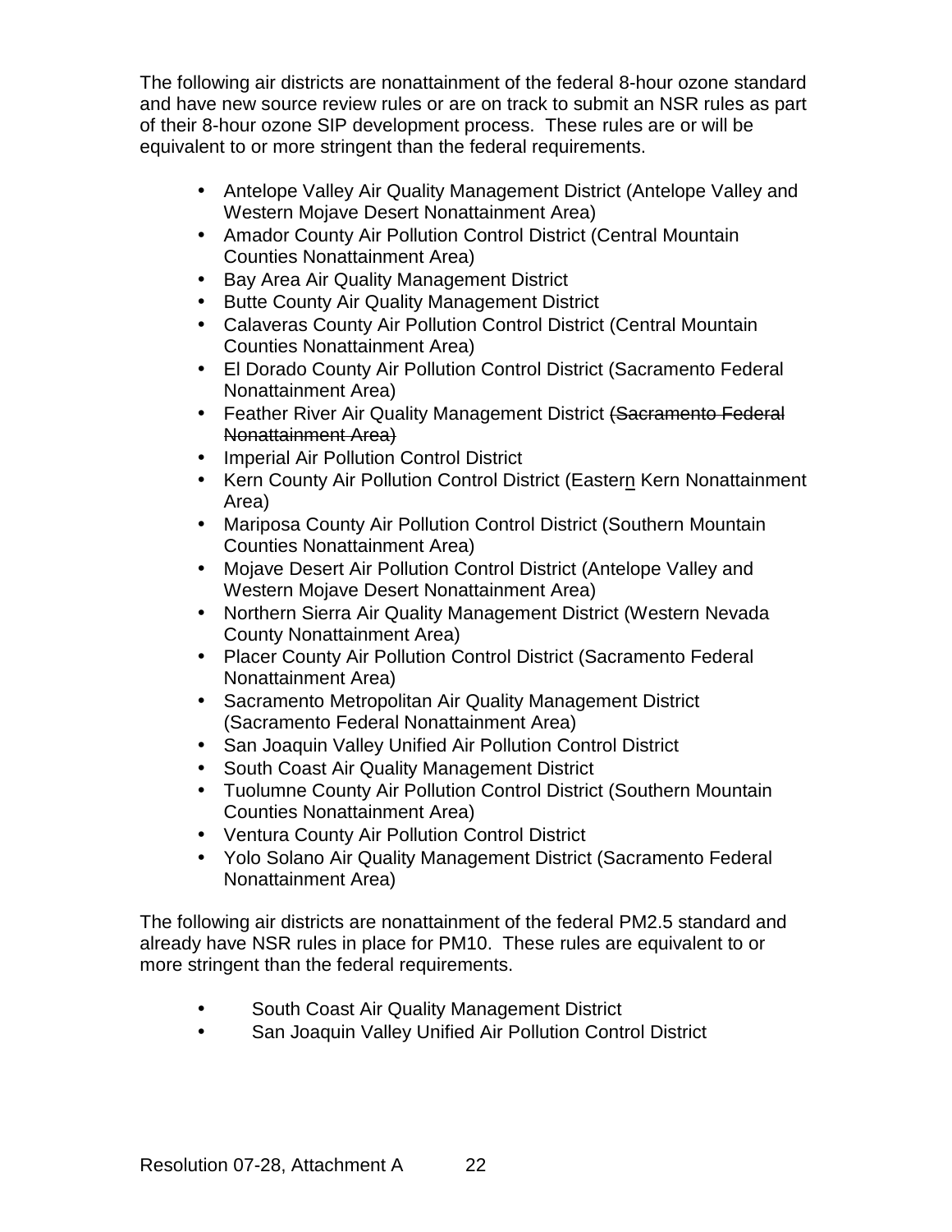The following air districts are nonattainment of the federal 8-hour ozone standard and have new source review rules or are on track to submit an NSR rules as part of their 8-hour ozone SIP development process. These rules are or will be equivalent to or more stringent than the federal requirements.

- Antelope Valley Air Quality Management District (Antelope Valley and Western Mojave Desert Nonattainment Area)
- Amador County Air Pollution Control District (Central Mountain Counties Nonattainment Area)
- Bay Area Air Quality Management District
- Butte County Air Quality Management District
- Calaveras County Air Pollution Control District (Central Mountain Counties Nonattainment Area)
- El Dorado County Air Pollution Control District (Sacramento Federal Nonattainment Area)
- Feather River Air Quality Management District ~~(Sacramento Federal Nonattainment Area)~~
- Imperial Air Pollution Control District
- Kern County Air Pollution Control District (Eastern Kern Nonattainment Area)
- Mariposa County Air Pollution Control District (Southern Mountain Counties Nonattainment Area)
- Mojave Desert Air Pollution Control District (Antelope Valley and Western Mojave Desert Nonattainment Area)
- Northern Sierra Air Quality Management District (Western Nevada County Nonattainment Area)
- Placer County Air Pollution Control District (Sacramento Federal Nonattainment Area)
- Sacramento Metropolitan Air Quality Management District (Sacramento Federal Nonattainment Area)
- San Joaquin Valley Unified Air Pollution Control District
- South Coast Air Quality Management District
- Tuolumne County Air Pollution Control District (Southern Mountain Counties Nonattainment Area)
- Ventura County Air Pollution Control District
- Yolo Solano Air Quality Management District (Sacramento Federal Nonattainment Area)

The following air districts are nonattainment of the federal PM2.5 standard and already have NSR rules in place for PM10. These rules are equivalent to or more stringent than the federal requirements.

- South Coast Air Quality Management District
- San Joaquin Valley Unified Air Pollution Control District

Resolution 07-28, Attachment A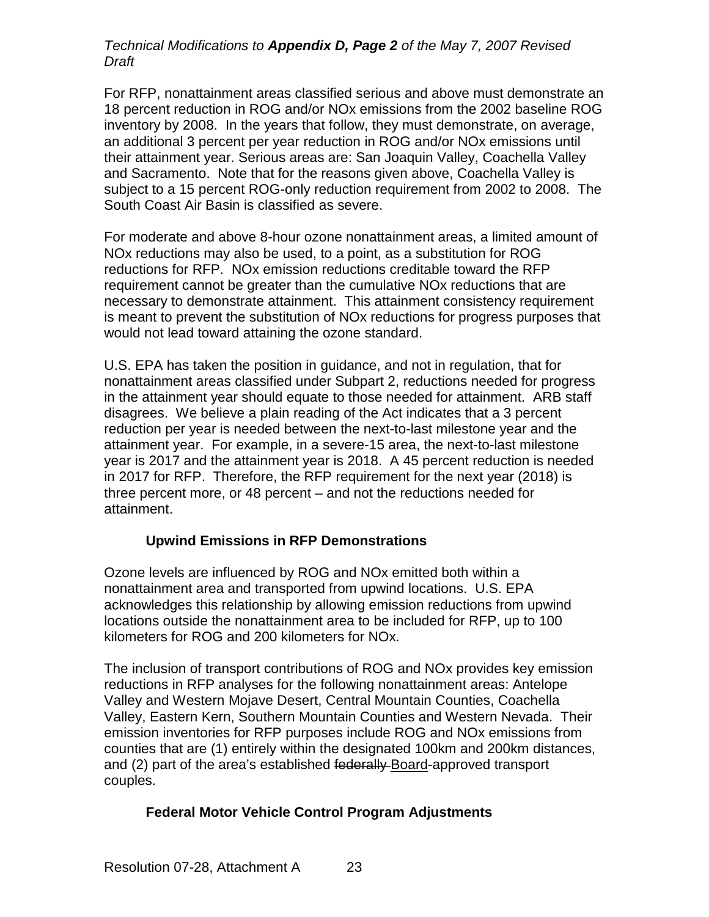*Technical Modifications to **Appendix D, Page 2** of the May 7, 2007 Revised Draft*

For RFP, nonattainment areas classified serious and above must demonstrate an 18 percent reduction in ROG and/or NOx emissions from the 2002 baseline ROG inventory by 2008. In the years that follow, they must demonstrate, on average, an additional 3 percent per year reduction in ROG and/or NOx emissions until their attainment year. Serious areas are: San Joaquin Valley, Coachella Valley and Sacramento. Note that for the reasons given above, Coachella Valley is subject to a 15 percent ROG-only reduction requirement from 2002 to 2008. The South Coast Air Basin is classified as severe.

For moderate and above 8-hour ozone nonattainment areas, a limited amount of NOx reductions may also be used, to a point, as a substitution for ROG reductions for RFP. NOx emission reductions creditable toward the RFP requirement cannot be greater than the cumulative NOx reductions that are necessary to demonstrate attainment. This attainment consistency requirement is meant to prevent the substitution of NOx reductions for progress purposes that would not lead toward attaining the ozone standard.

U.S. EPA has taken the position in guidance, and not in regulation, that for nonattainment areas classified under Subpart 2, reductions needed for progress in the attainment year should equate to those needed for attainment. ARB staff disagrees. We believe a plain reading of the Act indicates that a 3 percent reduction per year is needed between the next-to-last milestone year and the attainment year. For example, in a severe-15 area, the next-to-last milestone year is 2017 and the attainment year is 2018. A 45 percent reduction is needed in 2017 for RFP. Therefore, the RFP requirement for the next year (2018) is three percent more, or 48 percent – and not the reductions needed for attainment.

### Upwind Emissions in RFP Demonstrations

Ozone levels are influenced by ROG and NOx emitted both within a nonattainment area and transported from upwind locations. U.S. EPA acknowledges this relationship by allowing emission reductions from upwind locations outside the nonattainment area to be included for RFP, up to 100 kilometers for ROG and 200 kilometers for NOx.

The inclusion of transport contributions of ROG and NOx provides key emission reductions in RFP analyses for the following nonattainment areas: Antelope Valley and Western Mojave Desert, Central Mountain Counties, Coachella Valley, Eastern Kern, Southern Mountain Counties and Western Nevada. Their emission inventories for RFP purposes include ROG and NOx emissions from counties that are (1) entirely within the designated 100km and 200km distances, and (2) part of the area's established ~~federally~~ <u>Board</u>-approved transport couples.

### Federal Motor Vehicle Control Program Adjustments